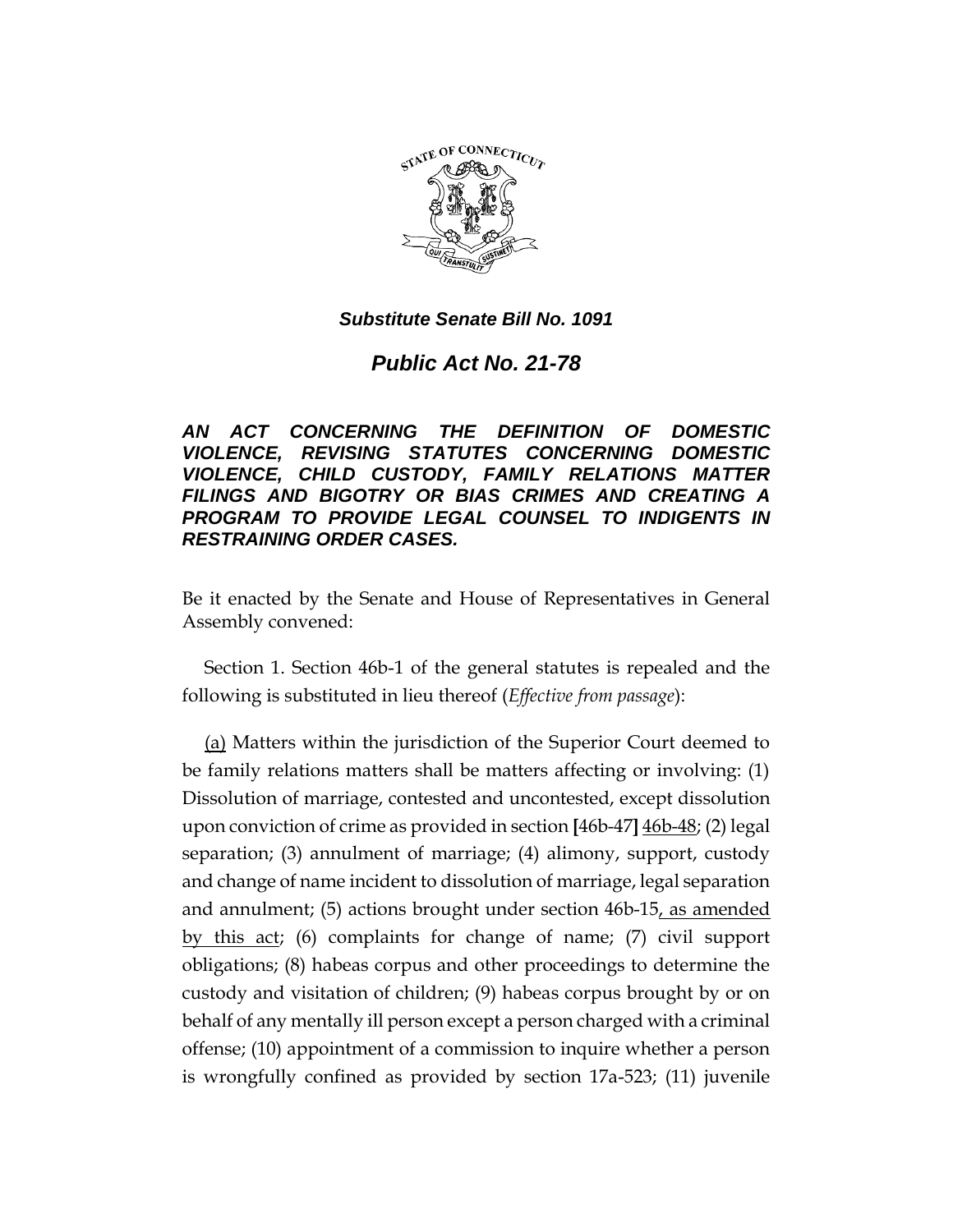***Substitute Senate Bill No. 1091***

# ***Public Act No. 21-78***

***AN ACT CONCERNING THE DEFINITION OF DOMESTIC VIOLENCE, REVISING STATUTES CONCERNING DOMESTIC VIOLENCE, CHILD CUSTODY, FAMILY RELATIONS MATTER FILINGS AND BIGOTRY OR BIAS CRIMES AND CREATING A PROGRAM TO PROVIDE LEGAL COUNSEL TO INDIGENTS IN RESTRAINING ORDER CASES.***

Be it enacted by the Senate and House of Representatives in General Assembly convened:

Section 1. Section 46b-1 of the general statutes is repealed and the following is substituted in lieu thereof (*Effective from passage*):

<u>(a)</u> Matters within the jurisdiction of the Superior Court deemed to be family relations matters shall be matters affecting or involving: (1) Dissolution of marriage, contested and uncontested, except dissolution upon conviction of crime as provided in section [46b-47] <u>46b-48</u>; (2) legal separation; (3) annulment of marriage; (4) alimony, support, custody and change of name incident to dissolution of marriage, legal separation and annulment; (5) actions brought under section 46b-15<u>, as amended by this act</u>; (6) complaints for change of name; (7) civil support obligations; (8) habeas corpus and other proceedings to determine the custody and visitation of children; (9) habeas corpus brought by or on behalf of any mentally ill person except a person charged with a criminal offense; (10) appointment of a commission to inquire whether a person is wrongfully confined as provided by section 17a-523; (11) juvenile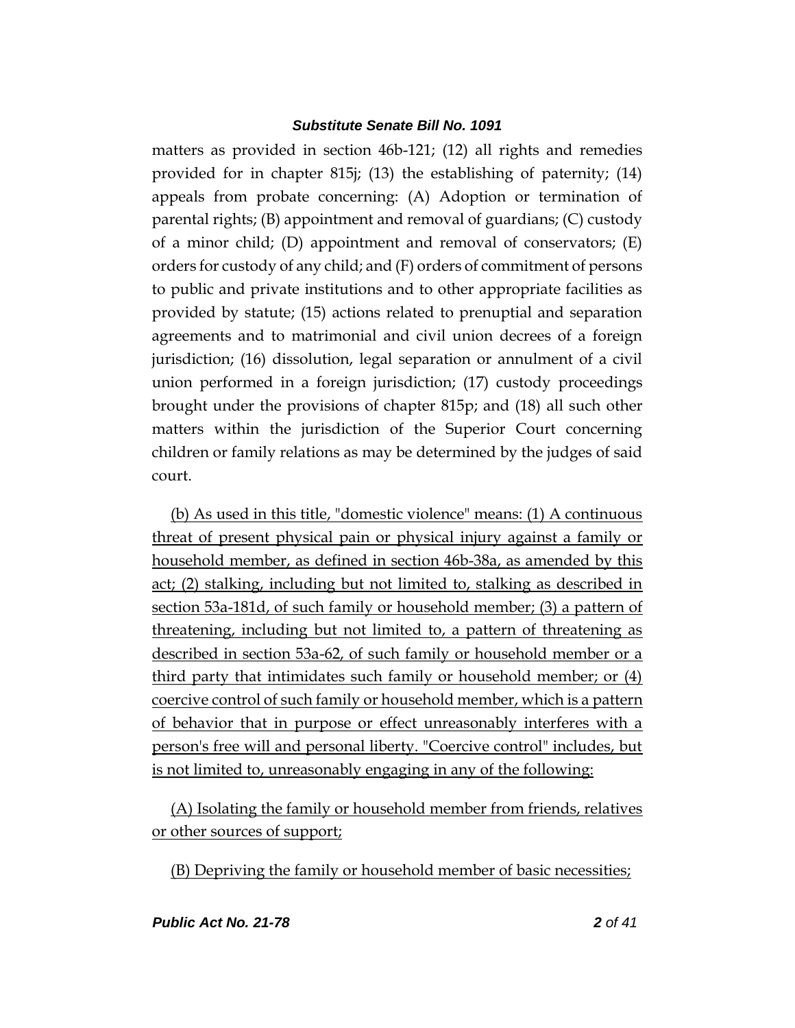matters as provided in section 46b-121; (12) all rights and remedies provided for in chapter 815j; (13) the establishing of paternity; (14) appeals from probate concerning: (A) Adoption or termination of parental rights; (B) appointment and removal of guardians; (C) custody of a minor child; (D) appointment and removal of conservators; (E) orders for custody of any child; and (F) orders of commitment of persons to public and private institutions and to other appropriate facilities as provided by statute; (15) actions related to prenuptial and separation agreements and to matrimonial and civil union decrees of a foreign jurisdiction; (16) dissolution, legal separation or annulment of a civil union performed in a foreign jurisdiction; (17) custody proceedings brought under the provisions of chapter 815p; and (18) all such other matters within the jurisdiction of the Superior Court concerning children or family relations as may be determined by the judges of said court.

(b) As used in this title, "domestic violence" means: (1) A continuous threat of present physical pain or physical injury against a family or household member, as defined in section 46b-38a, as amended by this act; (2) stalking, including but not limited to, stalking as described in section 53a-181d, of such family or household member; (3) a pattern of threatening, including but not limited to, a pattern of threatening as described in section 53a-62, of such family or household member or a third party that intimidates such family or household member; or (4) coercive control of such family or household member, which is a pattern of behavior that in purpose or effect unreasonably interferes with a person's free will and personal liberty. "Coercive control" includes, but is not limited to, unreasonably engaging in any of the following:

(A) Isolating the family or household member from friends, relatives or other sources of support;

(B) Depriving the family or household member of basic necessities;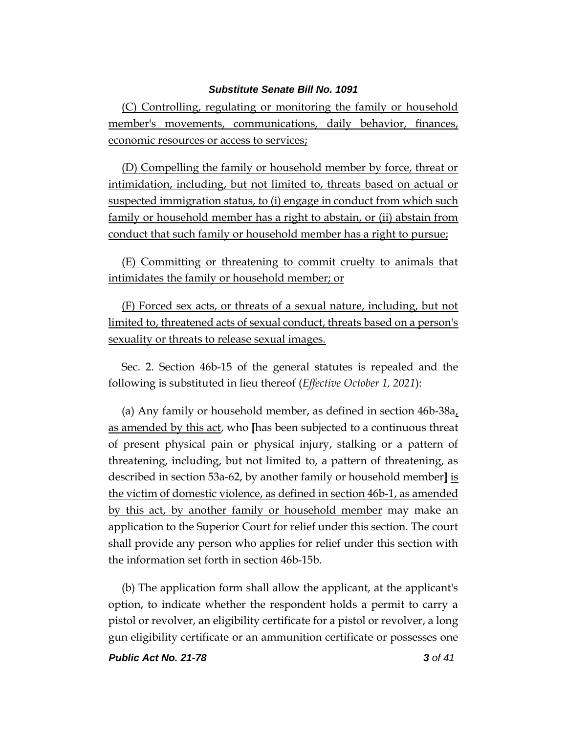(C) Controlling, regulating or monitoring the family or household member's movements, communications, daily behavior, finances, economic resources or access to services;

(D) Compelling the family or household member by force, threat or intimidation, including, but not limited to, threats based on actual or suspected immigration status, to (i) engage in conduct from which such family or household member has a right to abstain, or (ii) abstain from conduct that such family or household member has a right to pursue;

(E) Committing or threatening to commit cruelty to animals that intimidates the family or household member; or

(F) Forced sex acts, or threats of a sexual nature, including, but not limited to, threatened acts of sexual conduct, threats based on a person's sexuality or threats to release sexual images.

Sec. 2. Section 46b-15 of the general statutes is repealed and the following is substituted in lieu thereof (*Effective October 1, 2021*):

(a) Any family or household member, as defined in section 46b-38a, as amended by this act, who [has been subjected to a continuous threat of present physical pain or physical injury, stalking or a pattern of threatening, including, but not limited to, a pattern of threatening, as described in section 53a-62, by another family or household member] is the victim of domestic violence, as defined in section 46b-1, as amended by this act, by another family or household member may make an application to the Superior Court for relief under this section. The court shall provide any person who applies for relief under this section with the information set forth in section 46b-15b.

(b) The application form shall allow the applicant, at the applicant's option, to indicate whether the respondent holds a permit to carry a pistol or revolver, an eligibility certificate for a pistol or revolver, a long gun eligibility certificate or an ammunition certificate or possesses one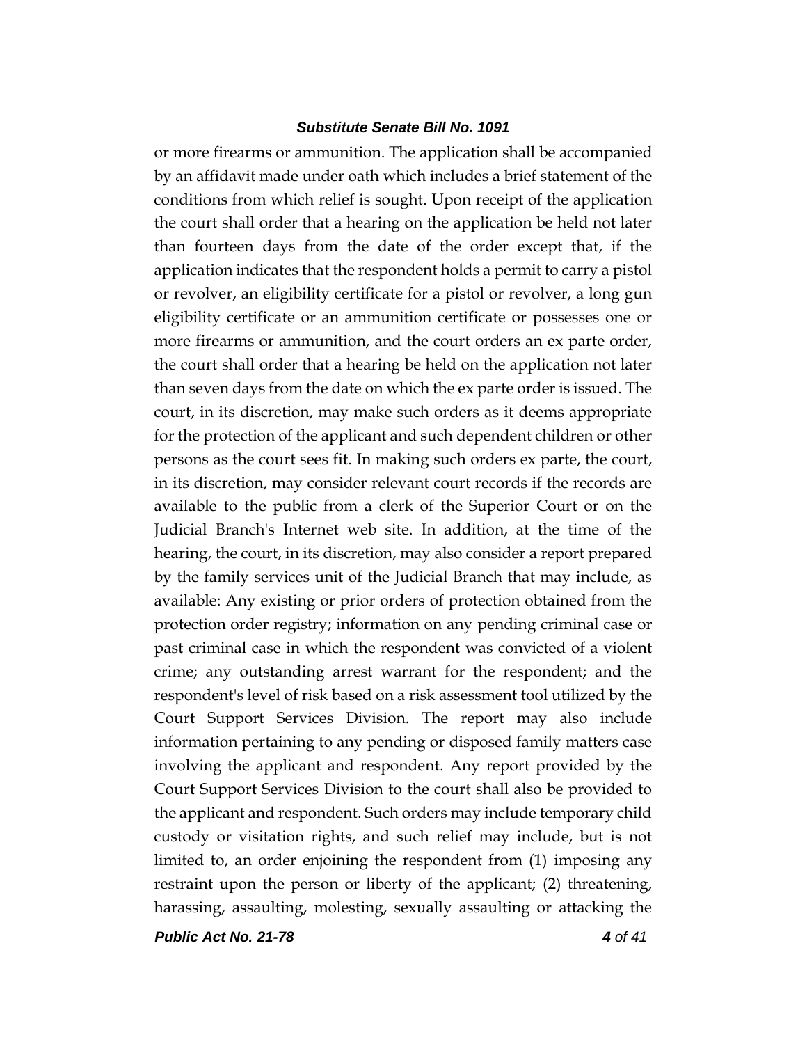or more firearms or ammunition. The application shall be accompanied by an affidavit made under oath which includes a brief statement of the conditions from which relief is sought. Upon receipt of the application the court shall order that a hearing on the application be held not later than fourteen days from the date of the order except that, if the application indicates that the respondent holds a permit to carry a pistol or revolver, an eligibility certificate for a pistol or revolver, a long gun eligibility certificate or an ammunition certificate or possesses one or more firearms or ammunition, and the court orders an ex parte order, the court shall order that a hearing be held on the application not later than seven days from the date on which the ex parte order is issued. The court, in its discretion, may make such orders as it deems appropriate for the protection of the applicant and such dependent children or other persons as the court sees fit. In making such orders ex parte, the court, in its discretion, may consider relevant court records if the records are available to the public from a clerk of the Superior Court or on the Judicial Branch's Internet web site. In addition, at the time of the hearing, the court, in its discretion, may also consider a report prepared by the family services unit of the Judicial Branch that may include, as available: Any existing or prior orders of protection obtained from the protection order registry; information on any pending criminal case or past criminal case in which the respondent was convicted of a violent crime; any outstanding arrest warrant for the respondent; and the respondent's level of risk based on a risk assessment tool utilized by the Court Support Services Division. The report may also include information pertaining to any pending or disposed family matters case involving the applicant and respondent. Any report provided by the Court Support Services Division to the court shall also be provided to the applicant and respondent. Such orders may include temporary child custody or visitation rights, and such relief may include, but is not limited to, an order enjoining the respondent from (1) imposing any restraint upon the person or liberty of the applicant; (2) threatening, harassing, assaulting, molesting, sexually assaulting or attacking the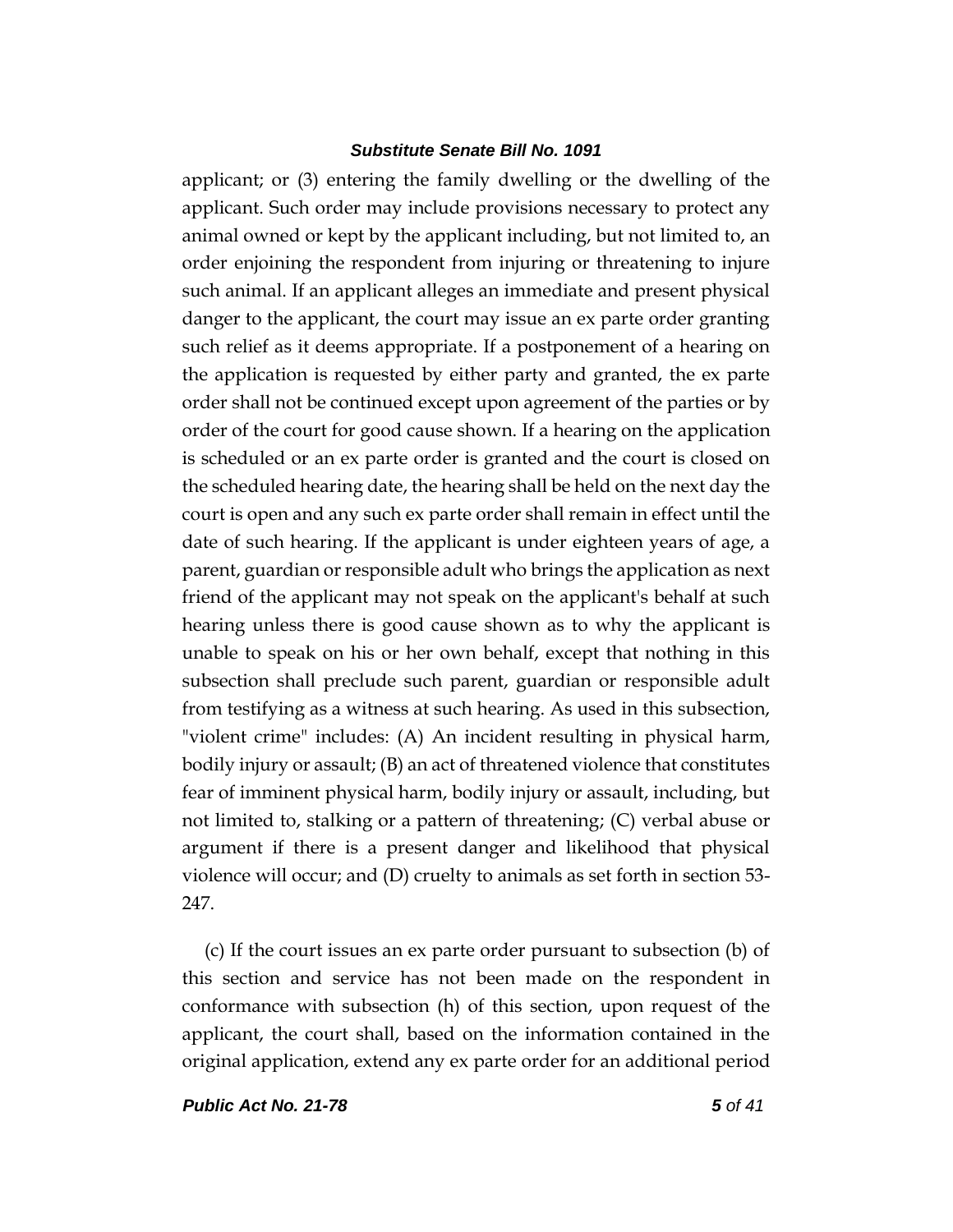applicant; or (3) entering the family dwelling or the dwelling of the applicant. Such order may include provisions necessary to protect any animal owned or kept by the applicant including, but not limited to, an order enjoining the respondent from injuring or threatening to injure such animal. If an applicant alleges an immediate and present physical danger to the applicant, the court may issue an ex parte order granting such relief as it deems appropriate. If a postponement of a hearing on the application is requested by either party and granted, the ex parte order shall not be continued except upon agreement of the parties or by order of the court for good cause shown. If a hearing on the application is scheduled or an ex parte order is granted and the court is closed on the scheduled hearing date, the hearing shall be held on the next day the court is open and any such ex parte order shall remain in effect until the date of such hearing. If the applicant is under eighteen years of age, a parent, guardian or responsible adult who brings the application as next friend of the applicant may not speak on the applicant's behalf at such hearing unless there is good cause shown as to why the applicant is unable to speak on his or her own behalf, except that nothing in this subsection shall preclude such parent, guardian or responsible adult from testifying as a witness at such hearing. As used in this subsection, "violent crime" includes: (A) An incident resulting in physical harm, bodily injury or assault; (B) an act of threatened violence that constitutes fear of imminent physical harm, bodily injury or assault, including, but not limited to, stalking or a pattern of threatening; (C) verbal abuse or argument if there is a present danger and likelihood that physical violence will occur; and (D) cruelty to animals as set forth in section 53-247.

(c) If the court issues an ex parte order pursuant to subsection (b) of this section and service has not been made on the respondent in conformance with subsection (h) of this section, upon request of the applicant, the court shall, based on the information contained in the original application, extend any ex parte order for an additional period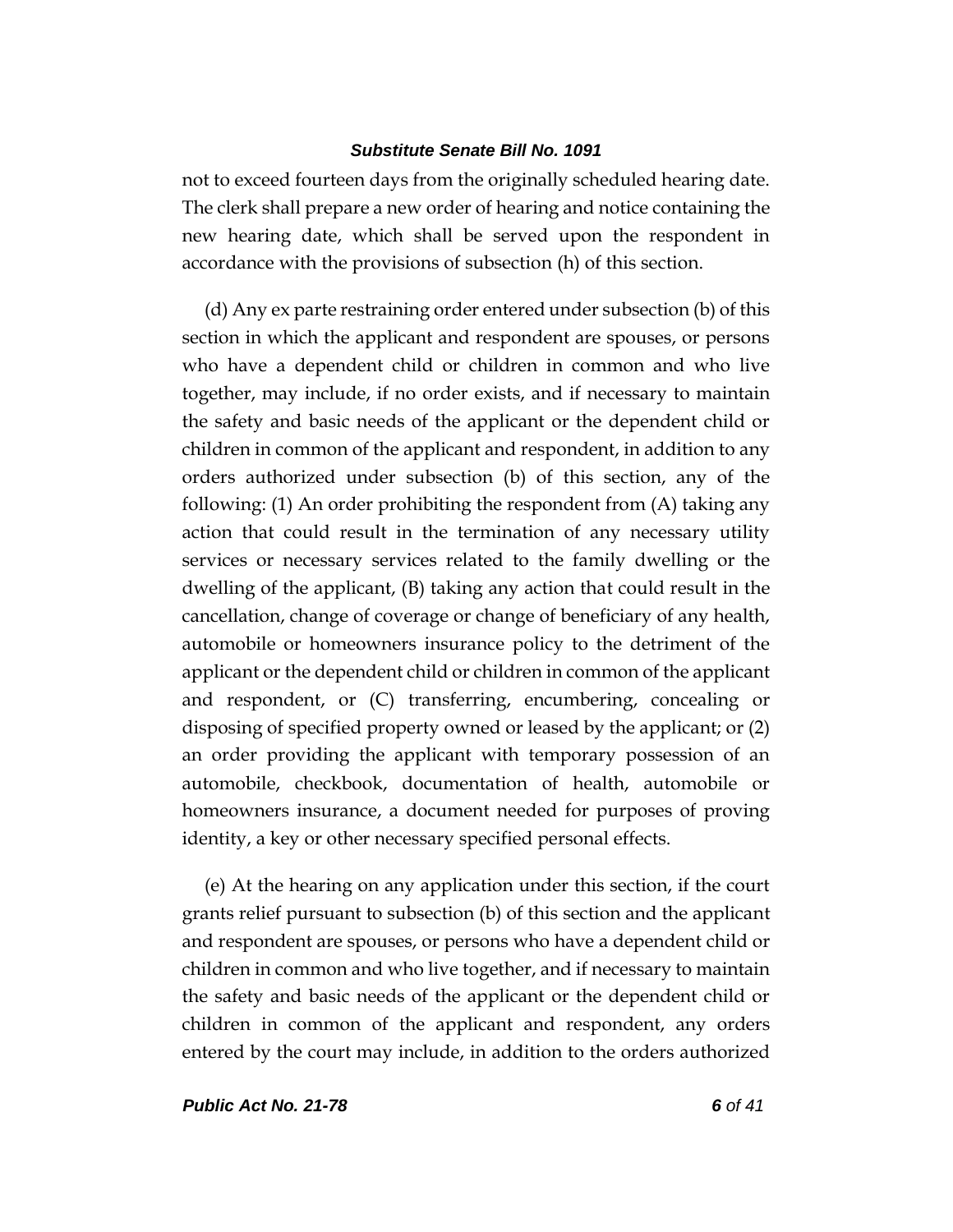not to exceed fourteen days from the originally scheduled hearing date. The clerk shall prepare a new order of hearing and notice containing the new hearing date, which shall be served upon the respondent in accordance with the provisions of subsection (h) of this section.

(d) Any ex parte restraining order entered under subsection (b) of this section in which the applicant and respondent are spouses, or persons who have a dependent child or children in common and who live together, may include, if no order exists, and if necessary to maintain the safety and basic needs of the applicant or the dependent child or children in common of the applicant and respondent, in addition to any orders authorized under subsection (b) of this section, any of the following: (1) An order prohibiting the respondent from (A) taking any action that could result in the termination of any necessary utility services or necessary services related to the family dwelling or the dwelling of the applicant, (B) taking any action that could result in the cancellation, change of coverage or change of beneficiary of any health, automobile or homeowners insurance policy to the detriment of the applicant or the dependent child or children in common of the applicant and respondent, or (C) transferring, encumbering, concealing or disposing of specified property owned or leased by the applicant; or (2) an order providing the applicant with temporary possession of an automobile, checkbook, documentation of health, automobile or homeowners insurance, a document needed for purposes of proving identity, a key or other necessary specified personal effects.

(e) At the hearing on any application under this section, if the court grants relief pursuant to subsection (b) of this section and the applicant and respondent are spouses, or persons who have a dependent child or children in common and who live together, and if necessary to maintain the safety and basic needs of the applicant or the dependent child or children in common of the applicant and respondent, any orders entered by the court may include, in addition to the orders authorized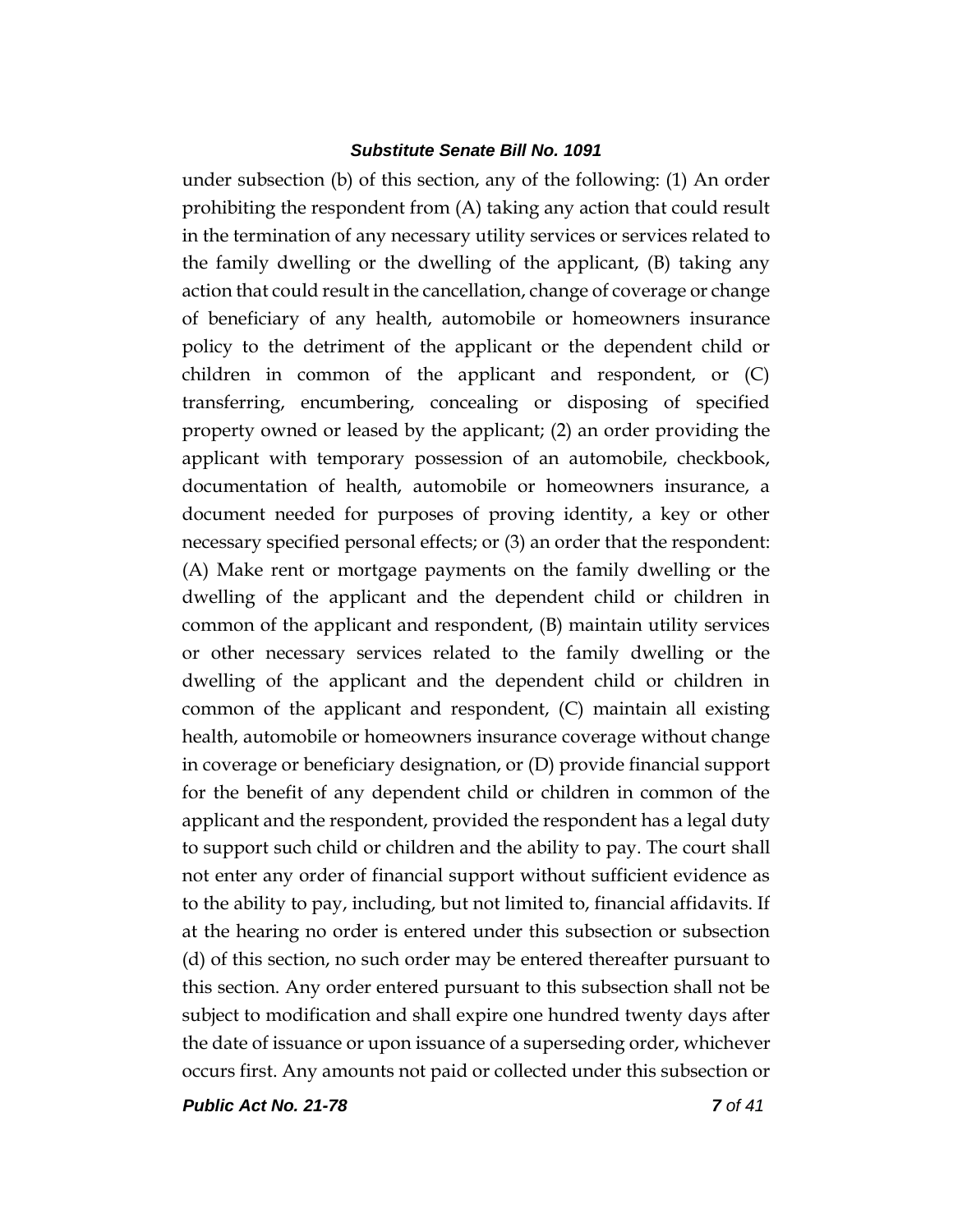under subsection (b) of this section, any of the following: (1) An order prohibiting the respondent from (A) taking any action that could result in the termination of any necessary utility services or services related to the family dwelling or the dwelling of the applicant, (B) taking any action that could result in the cancellation, change of coverage or change of beneficiary of any health, automobile or homeowners insurance policy to the detriment of the applicant or the dependent child or children in common of the applicant and respondent, or (C) transferring, encumbering, concealing or disposing of specified property owned or leased by the applicant; (2) an order providing the applicant with temporary possession of an automobile, checkbook, documentation of health, automobile or homeowners insurance, a document needed for purposes of proving identity, a key or other necessary specified personal effects; or (3) an order that the respondent: (A) Make rent or mortgage payments on the family dwelling or the dwelling of the applicant and the dependent child or children in common of the applicant and respondent, (B) maintain utility services or other necessary services related to the family dwelling or the dwelling of the applicant and the dependent child or children in common of the applicant and respondent, (C) maintain all existing health, automobile or homeowners insurance coverage without change in coverage or beneficiary designation, or (D) provide financial support for the benefit of any dependent child or children in common of the applicant and the respondent, provided the respondent has a legal duty to support such child or children and the ability to pay. The court shall not enter any order of financial support without sufficient evidence as to the ability to pay, including, but not limited to, financial affidavits. If at the hearing no order is entered under this subsection or subsection (d) of this section, no such order may be entered thereafter pursuant to this section. Any order entered pursuant to this subsection shall not be subject to modification and shall expire one hundred twenty days after the date of issuance or upon issuance of a superseding order, whichever occurs first. Any amounts not paid or collected under this subsection or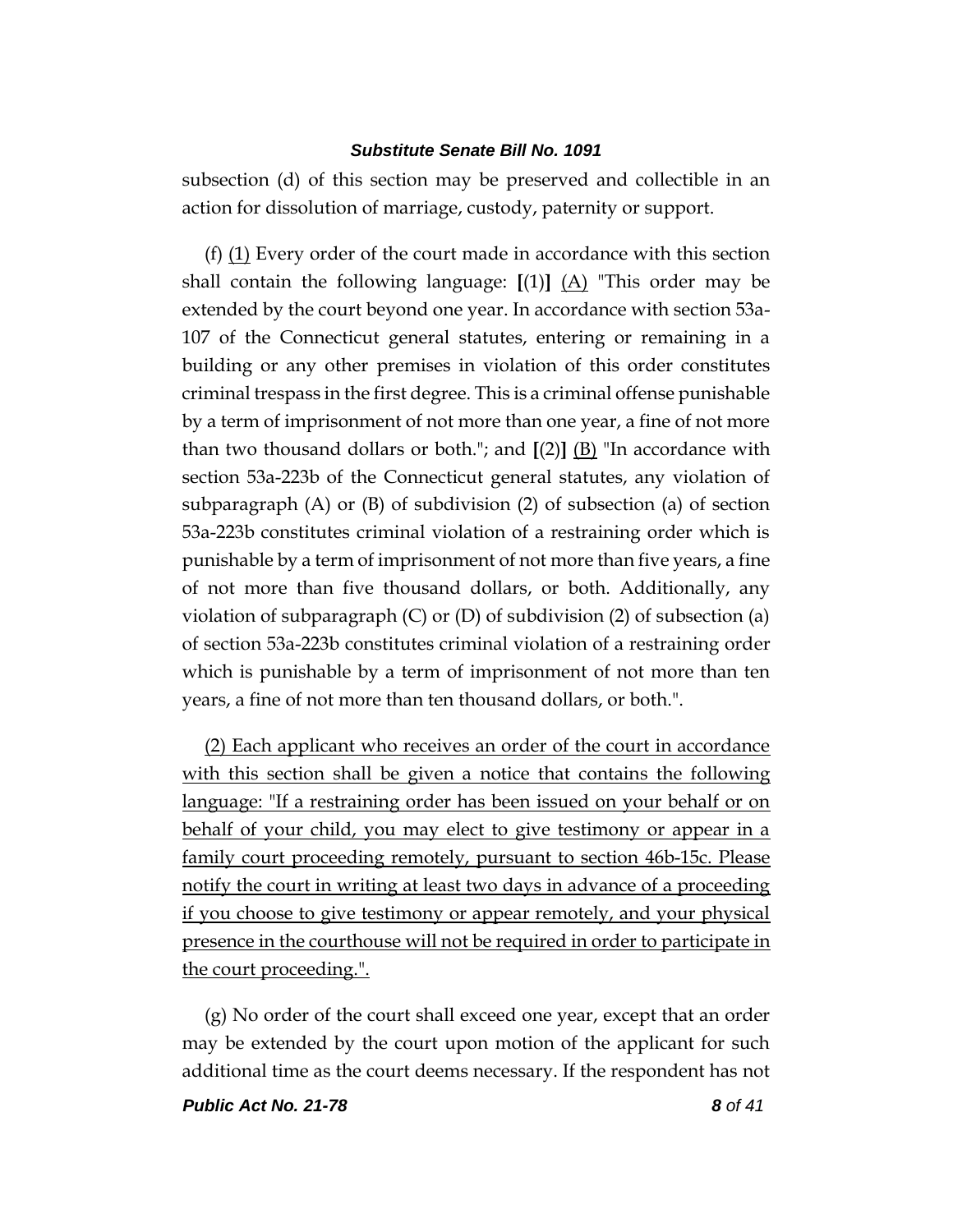subsection (d) of this section may be preserved and collectible in an action for dissolution of marriage, custody, paternity or support.

(f) (1) Every order of the court made in accordance with this section shall contain the following language: [(1)] (A) "This order may be extended by the court beyond one year. In accordance with section 53a-107 of the Connecticut general statutes, entering or remaining in a building or any other premises in violation of this order constitutes criminal trespass in the first degree. This is a criminal offense punishable by a term of imprisonment of not more than one year, a fine of not more than two thousand dollars or both."; and [(2)] (B) "In accordance with section 53a-223b of the Connecticut general statutes, any violation of subparagraph (A) or (B) of subdivision (2) of subsection (a) of section 53a-223b constitutes criminal violation of a restraining order which is punishable by a term of imprisonment of not more than five years, a fine of not more than five thousand dollars, or both. Additionally, any violation of subparagraph (C) or (D) of subdivision (2) of subsection (a) of section 53a-223b constitutes criminal violation of a restraining order which is punishable by a term of imprisonment of not more than ten years, a fine of not more than ten thousand dollars, or both.".

(2) Each applicant who receives an order of the court in accordance with this section shall be given a notice that contains the following language: "If a restraining order has been issued on your behalf or on behalf of your child, you may elect to give testimony or appear in a family court proceeding remotely, pursuant to section 46b-15c. Please notify the court in writing at least two days in advance of a proceeding if you choose to give testimony or appear remotely, and your physical presence in the courthouse will not be required in order to participate in the court proceeding.".

(g) No order of the court shall exceed one year, except that an order may be extended by the court upon motion of the applicant for such additional time as the court deems necessary. If the respondent has not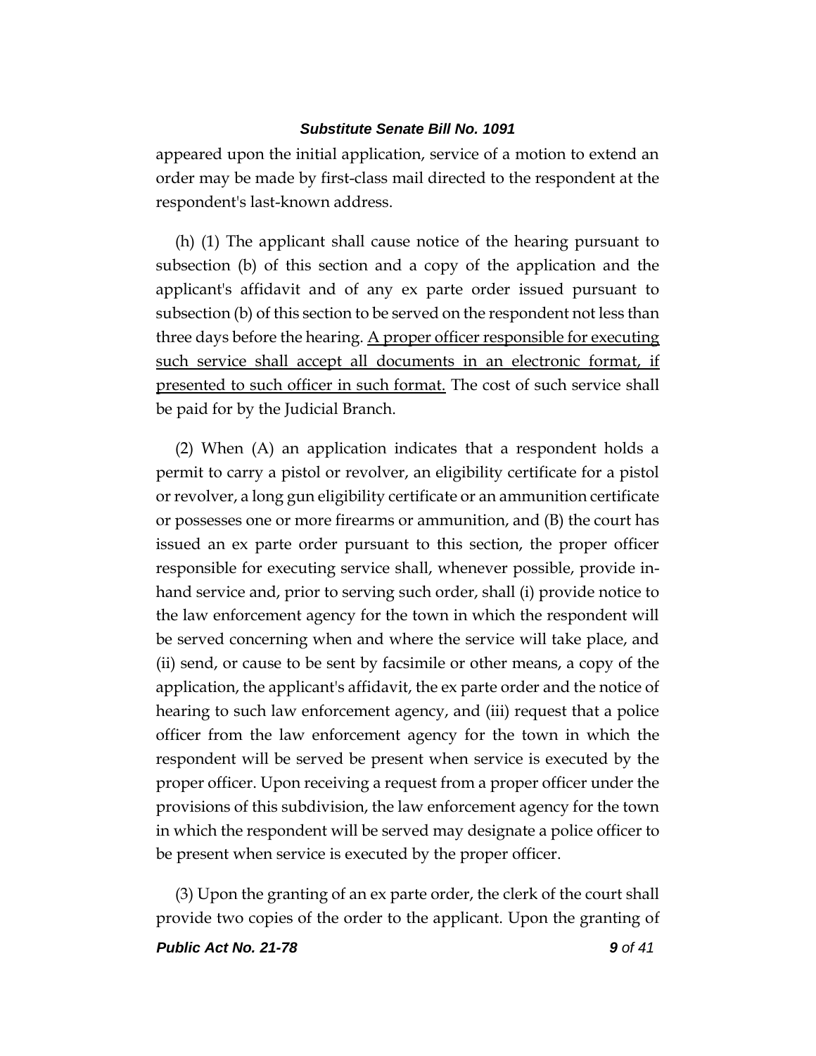appeared upon the initial application, service of a motion to extend an order may be made by first-class mail directed to the respondent at the respondent's last-known address.

(h) (1) The applicant shall cause notice of the hearing pursuant to subsection (b) of this section and a copy of the application and the applicant's affidavit and of any ex parte order issued pursuant to subsection (b) of this section to be served on the respondent not less than three days before the hearing. <u>A proper officer responsible for executing such service shall accept all documents in an electronic format, if presented to such officer in such format.</u> The cost of such service shall be paid for by the Judicial Branch.

(2) When (A) an application indicates that a respondent holds a permit to carry a pistol or revolver, an eligibility certificate for a pistol or revolver, a long gun eligibility certificate or an ammunition certificate or possesses one or more firearms or ammunition, and (B) the court has issued an ex parte order pursuant to this section, the proper officer responsible for executing service shall, whenever possible, provide in-hand service and, prior to serving such order, shall (i) provide notice to the law enforcement agency for the town in which the respondent will be served concerning when and where the service will take place, and (ii) send, or cause to be sent by facsimile or other means, a copy of the application, the applicant's affidavit, the ex parte order and the notice of hearing to such law enforcement agency, and (iii) request that a police officer from the law enforcement agency for the town in which the respondent will be served be present when service is executed by the proper officer. Upon receiving a request from a proper officer under the provisions of this subdivision, the law enforcement agency for the town in which the respondent will be served may designate a police officer to be present when service is executed by the proper officer.

(3) Upon the granting of an ex parte order, the clerk of the court shall provide two copies of the order to the applicant. Upon the granting of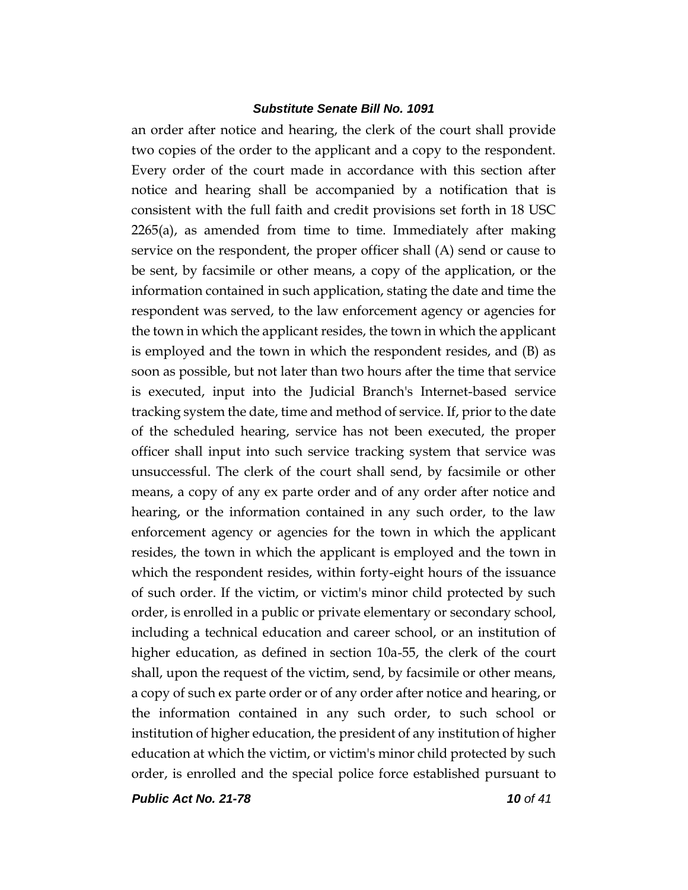an order after notice and hearing, the clerk of the court shall provide two copies of the order to the applicant and a copy to the respondent. Every order of the court made in accordance with this section after notice and hearing shall be accompanied by a notification that is consistent with the full faith and credit provisions set forth in 18 USC 2265(a), as amended from time to time. Immediately after making service on the respondent, the proper officer shall (A) send or cause to be sent, by facsimile or other means, a copy of the application, or the information contained in such application, stating the date and time the respondent was served, to the law enforcement agency or agencies for the town in which the applicant resides, the town in which the applicant is employed and the town in which the respondent resides, and (B) as soon as possible, but not later than two hours after the time that service is executed, input into the Judicial Branch's Internet-based service tracking system the date, time and method of service. If, prior to the date of the scheduled hearing, service has not been executed, the proper officer shall input into such service tracking system that service was unsuccessful. The clerk of the court shall send, by facsimile or other means, a copy of any ex parte order and of any order after notice and hearing, or the information contained in any such order, to the law enforcement agency or agencies for the town in which the applicant resides, the town in which the applicant is employed and the town in which the respondent resides, within forty-eight hours of the issuance of such order. If the victim, or victim's minor child protected by such order, is enrolled in a public or private elementary or secondary school, including a technical education and career school, or an institution of higher education, as defined in section 10a-55, the clerk of the court shall, upon the request of the victim, send, by facsimile or other means, a copy of such ex parte order or of any order after notice and hearing, or the information contained in any such order, to such school or institution of higher education, the president of any institution of higher education at which the victim, or victim's minor child protected by such order, is enrolled and the special police force established pursuant to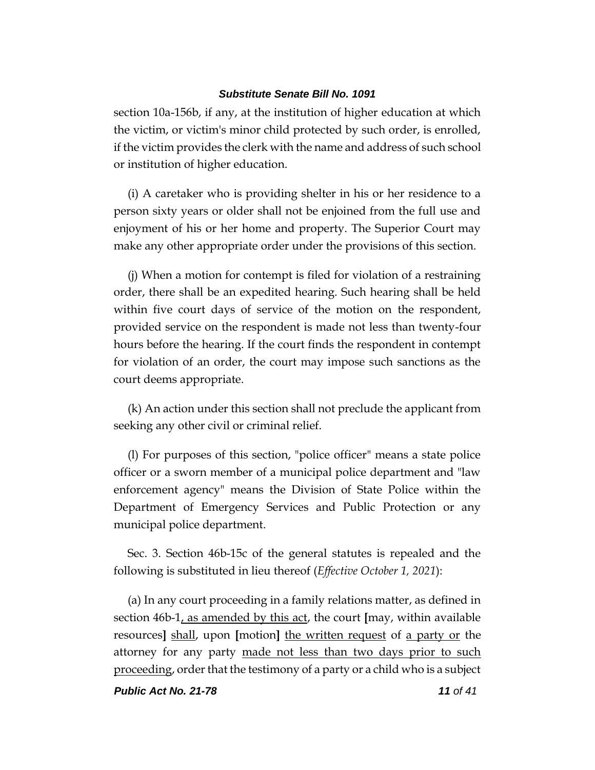section 10a-156b, if any, at the institution of higher education at which the victim, or victim's minor child protected by such order, is enrolled, if the victim provides the clerk with the name and address of such school or institution of higher education.

(i) A caretaker who is providing shelter in his or her residence to a person sixty years or older shall not be enjoined from the full use and enjoyment of his or her home and property. The Superior Court may make any other appropriate order under the provisions of this section.

(j) When a motion for contempt is filed for violation of a restraining order, there shall be an expedited hearing. Such hearing shall be held within five court days of service of the motion on the respondent, provided service on the respondent is made not less than twenty-four hours before the hearing. If the court finds the respondent in contempt for violation of an order, the court may impose such sanctions as the court deems appropriate.

(k) An action under this section shall not preclude the applicant from seeking any other civil or criminal relief.

(l) For purposes of this section, "police officer" means a state police officer or a sworn member of a municipal police department and "law enforcement agency" means the Division of State Police within the Department of Emergency Services and Public Protection or any municipal police department.

Sec. 3. Section 46b-15c of the general statutes is repealed and the following is substituted in lieu thereof (*Effective October 1, 2021*):

(a) In any court proceeding in a family relations matter, as defined in section 46b-1<u>, as amended by this act</u>, the court **[**may, within available resources**]** <u>shall</u>, upon **[**motion**]** <u>the written request</u> of <u>a party or</u> the attorney for any party <u>made not less than two days prior to such proceeding</u>, order that the testimony of a party or a child who is a subject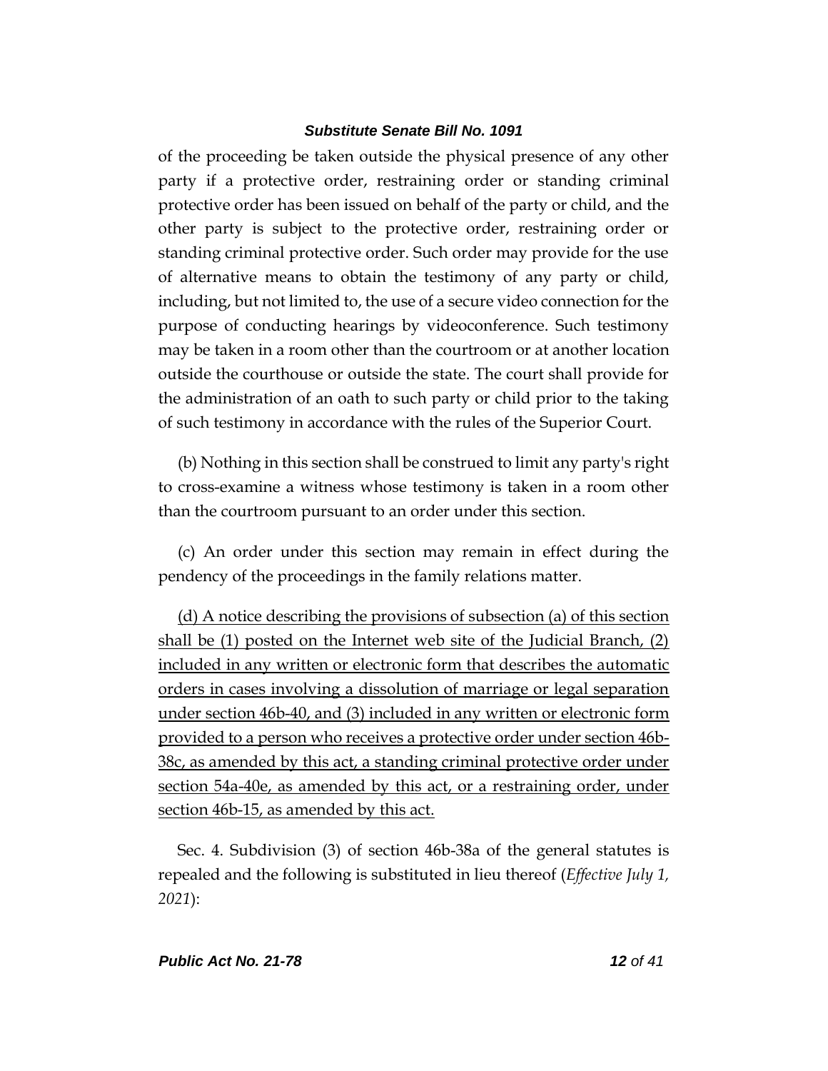of the proceeding be taken outside the physical presence of any other party if a protective order, restraining order or standing criminal protective order has been issued on behalf of the party or child, and the other party is subject to the protective order, restraining order or standing criminal protective order. Such order may provide for the use of alternative means to obtain the testimony of any party or child, including, but not limited to, the use of a secure video connection for the purpose of conducting hearings by videoconference. Such testimony may be taken in a room other than the courtroom or at another location outside the courthouse or outside the state. The court shall provide for the administration of an oath to such party or child prior to the taking of such testimony in accordance with the rules of the Superior Court.

(b) Nothing in this section shall be construed to limit any party's right to cross-examine a witness whose testimony is taken in a room other than the courtroom pursuant to an order under this section.

(c) An order under this section may remain in effect during the pendency of the proceedings in the family relations matter.

<u>(d) A notice describing the provisions of subsection (a) of this section shall be (1) posted on the Internet web site of the Judicial Branch, (2) included in any written or electronic form that describes the automatic orders in cases involving a dissolution of marriage or legal separation under section 46b-40, and (3) included in any written or electronic form provided to a person who receives a protective order under section 46b-38c, as amended by this act, a standing criminal protective order under section 54a-40e, as amended by this act, or a restraining order, under section 46b-15, as amended by this act.</u>

Sec. 4. Subdivision (3) of section 46b-38a of the general statutes is repealed and the following is substituted in lieu thereof (*Effective July 1, 2021*):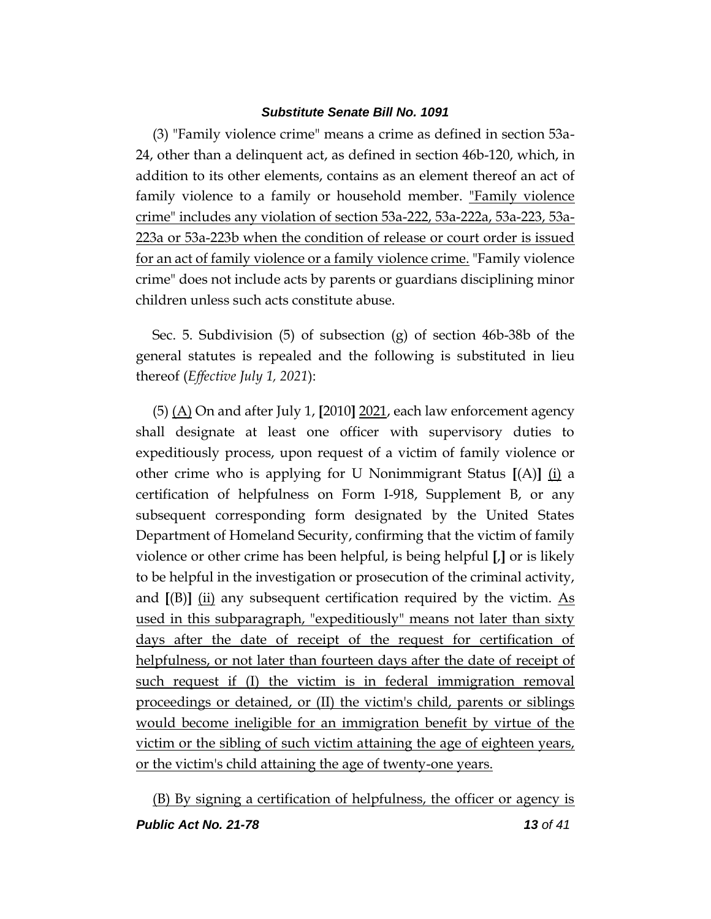(3) "Family violence crime" means a crime as defined in section 53a-24, other than a delinquent act, as defined in section 46b-120, which, in addition to its other elements, contains as an element thereof an act of family violence to a family or household member. <u>"Family violence crime" includes any violation of section 53a-222, 53a-222a, 53a-223, 53a-223a or 53a-223b when the condition of release or court order is issued for an act of family violence or a family violence crime.</u> "Family violence crime" does not include acts by parents or guardians disciplining minor children unless such acts constitute abuse.

Sec. 5. Subdivision (5) of subsection (g) of section 46b-38b of the general statutes is repealed and the following is substituted in lieu thereof (*Effective July 1, 2021*):

(5) <u>(A)</u> On and after July 1, **[**2010**]** <u>2021</u>, each law enforcement agency shall designate at least one officer with supervisory duties to expeditiously process, upon request of a victim of family violence or other crime who is applying for U Nonimmigrant Status **[**(A)**]** <u>(i)</u> a certification of helpfulness on Form I-918, Supplement B, or any subsequent corresponding form designated by the United States Department of Homeland Security, confirming that the victim of family violence or other crime has been helpful, is being helpful **[**,**]** or is likely to be helpful in the investigation or prosecution of the criminal activity, and **[**(B)**]** <u>(ii)</u> any subsequent certification required by the victim. <u>As used in this subparagraph, "expeditiously" means not later than sixty days after the date of receipt of the request for certification of helpfulness, or not later than fourteen days after the date of receipt of such request if (I) the victim is in federal immigration removal proceedings or detained, or (II) the victim's child, parents or siblings would become ineligible for an immigration benefit by virtue of the victim or the sibling of such victim attaining the age of eighteen years, or the victim's child attaining the age of twenty-one years.</u>

<u>(B) By signing a certification of helpfulness, the officer or agency is</u>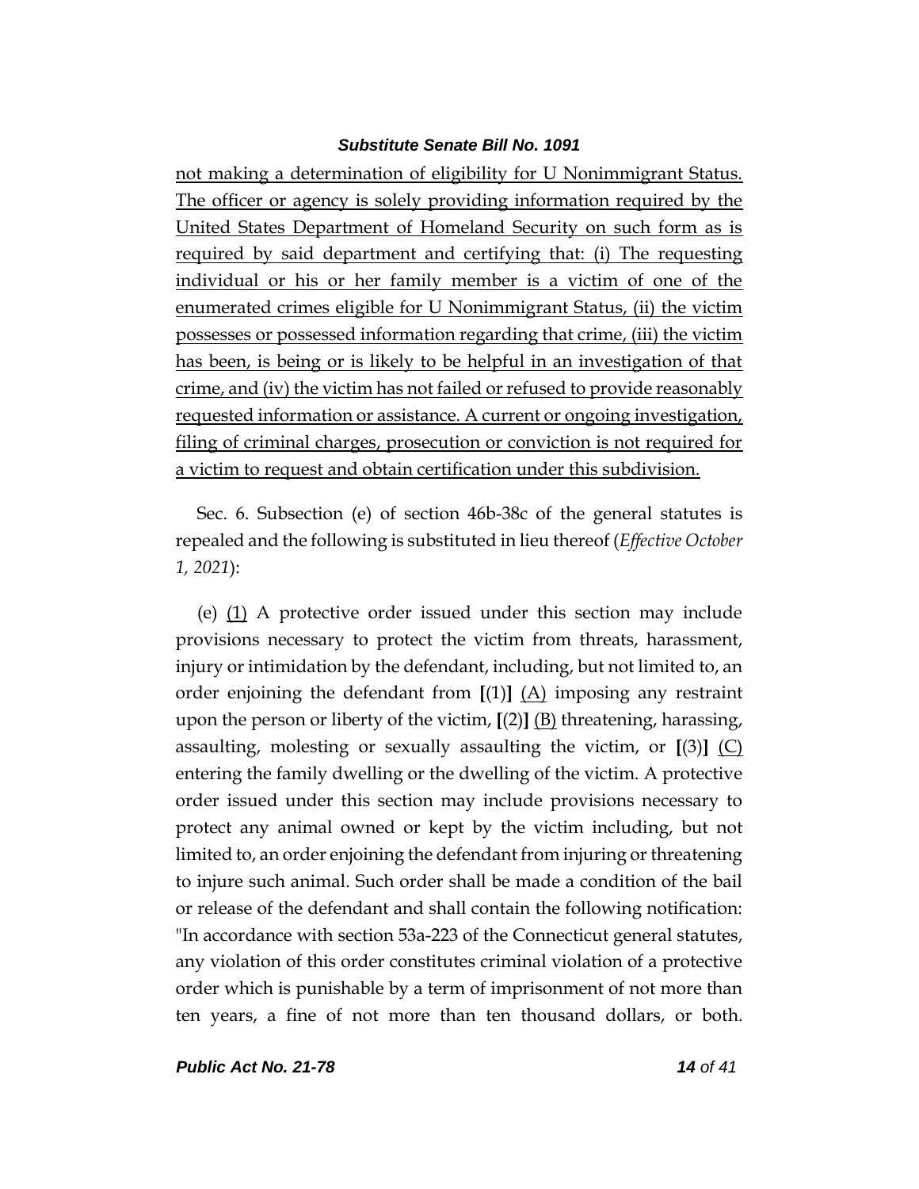not making a determination of eligibility for U Nonimmigrant Status. The officer or agency is solely providing information required by the United States Department of Homeland Security on such form as is required by said department and certifying that: (i) The requesting individual or his or her family member is a victim of one of the enumerated crimes eligible for U Nonimmigrant Status, (ii) the victim possesses or possessed information regarding that crime, (iii) the victim has been, is being or is likely to be helpful in an investigation of that crime, and (iv) the victim has not failed or refused to provide reasonably requested information or assistance. A current or ongoing investigation, filing of criminal charges, prosecution or conviction is not required for a victim to request and obtain certification under this subdivision.

Sec. 6. Subsection (e) of section 46b-38c of the general statutes is repealed and the following is substituted in lieu thereof (*Effective October 1, 2021*):

(e) (1) A protective order issued under this section may include provisions necessary to protect the victim from threats, harassment, injury or intimidation by the defendant, including, but not limited to, an order enjoining the defendant from **[**(1)**]** (A) imposing any restraint upon the person or liberty of the victim, **[**(2)**]** (B) threatening, harassing, assaulting, molesting or sexually assaulting the victim, or **[**(3)**]** (C) entering the family dwelling or the dwelling of the victim. A protective order issued under this section may include provisions necessary to protect any animal owned or kept by the victim including, but not limited to, an order enjoining the defendant from injuring or threatening to injure such animal. Such order shall be made a condition of the bail or release of the defendant and shall contain the following notification: "In accordance with section 53a-223 of the Connecticut general statutes, any violation of this order constitutes criminal violation of a protective order which is punishable by a term of imprisonment of not more than ten years, a fine of not more than ten thousand dollars, or both.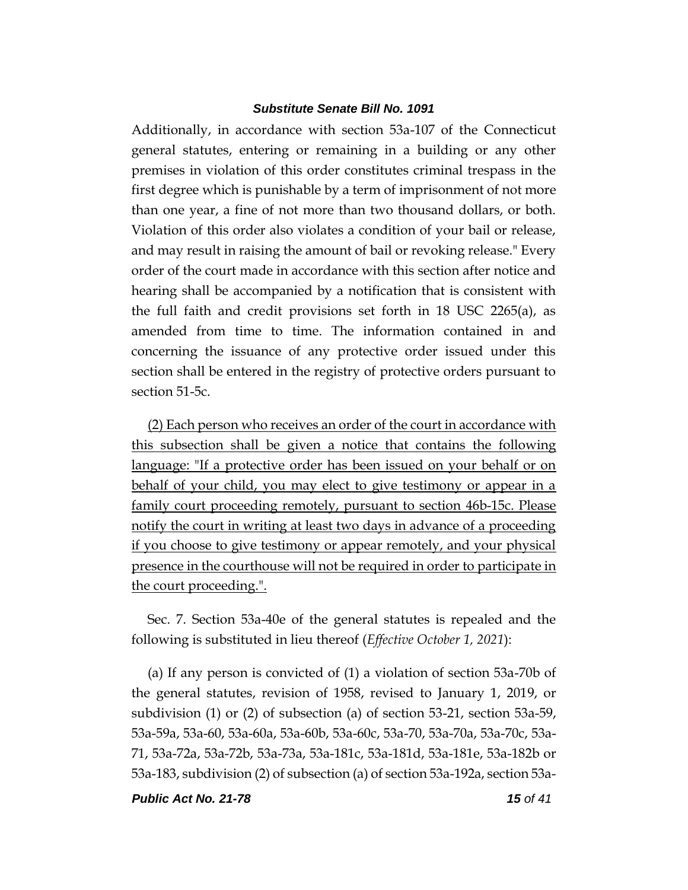Additionally, in accordance with section 53a-107 of the Connecticut general statutes, entering or remaining in a building or any other premises in violation of this order constitutes criminal trespass in the first degree which is punishable by a term of imprisonment of not more than one year, a fine of not more than two thousand dollars, or both. Violation of this order also violates a condition of your bail or release, and may result in raising the amount of bail or revoking release." Every order of the court made in accordance with this section after notice and hearing shall be accompanied by a notification that is consistent with the full faith and credit provisions set forth in 18 USC 2265(a), as amended from time to time. The information contained in and concerning the issuance of any protective order issued under this section shall be entered in the registry of protective orders pursuant to section 51-5c.

<u>(2) Each person who receives an order of the court in accordance with this subsection shall be given a notice that contains the following language: "If a protective order has been issued on your behalf or on behalf of your child, you may elect to give testimony or appear in a family court proceeding remotely, pursuant to section 46b-15c. Please notify the court in writing at least two days in advance of a proceeding if you choose to give testimony or appear remotely, and your physical presence in the courthouse will not be required in order to participate in the court proceeding.".</u>

Sec. 7. Section 53a-40e of the general statutes is repealed and the following is substituted in lieu thereof (*Effective October 1, 2021*):

(a) If any person is convicted of (1) a violation of section 53a-70b of the general statutes, revision of 1958, revised to January 1, 2019, or subdivision (1) or (2) of subsection (a) of section 53-21, section 53a-59, 53a-59a, 53a-60, 53a-60a, 53a-60b, 53a-60c, 53a-70, 53a-70a, 53a-70c, 53a-71, 53a-72a, 53a-72b, 53a-73a, 53a-181c, 53a-181d, 53a-181e, 53a-182b or 53a-183, subdivision (2) of subsection (a) of section 53a-192a, section 53a-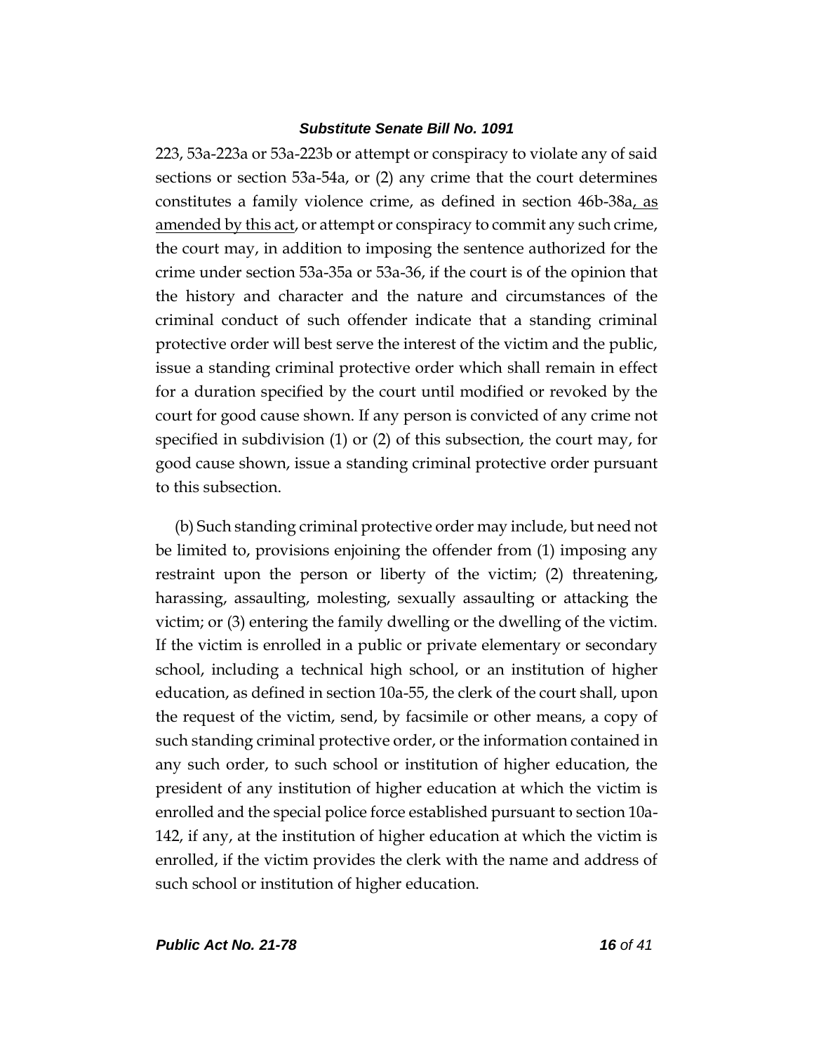223, 53a-223a or 53a-223b or attempt or conspiracy to violate any of said sections or section 53a-54a, or (2) any crime that the court determines constitutes a family violence crime, as defined in section 46b-38a, as amended by this act, or attempt or conspiracy to commit any such crime, the court may, in addition to imposing the sentence authorized for the crime under section 53a-35a or 53a-36, if the court is of the opinion that the history and character and the nature and circumstances of the criminal conduct of such offender indicate that a standing criminal protective order will best serve the interest of the victim and the public, issue a standing criminal protective order which shall remain in effect for a duration specified by the court until modified or revoked by the court for good cause shown. If any person is convicted of any crime not specified in subdivision (1) or (2) of this subsection, the court may, for good cause shown, issue a standing criminal protective order pursuant to this subsection.

(b) Such standing criminal protective order may include, but need not be limited to, provisions enjoining the offender from (1) imposing any restraint upon the person or liberty of the victim; (2) threatening, harassing, assaulting, molesting, sexually assaulting or attacking the victim; or (3) entering the family dwelling or the dwelling of the victim. If the victim is enrolled in a public or private elementary or secondary school, including a technical high school, or an institution of higher education, as defined in section 10a-55, the clerk of the court shall, upon the request of the victim, send, by facsimile or other means, a copy of such standing criminal protective order, or the information contained in any such order, to such school or institution of higher education, the president of any institution of higher education at which the victim is enrolled and the special police force established pursuant to section 10a-142, if any, at the institution of higher education at which the victim is enrolled, if the victim provides the clerk with the name and address of such school or institution of higher education.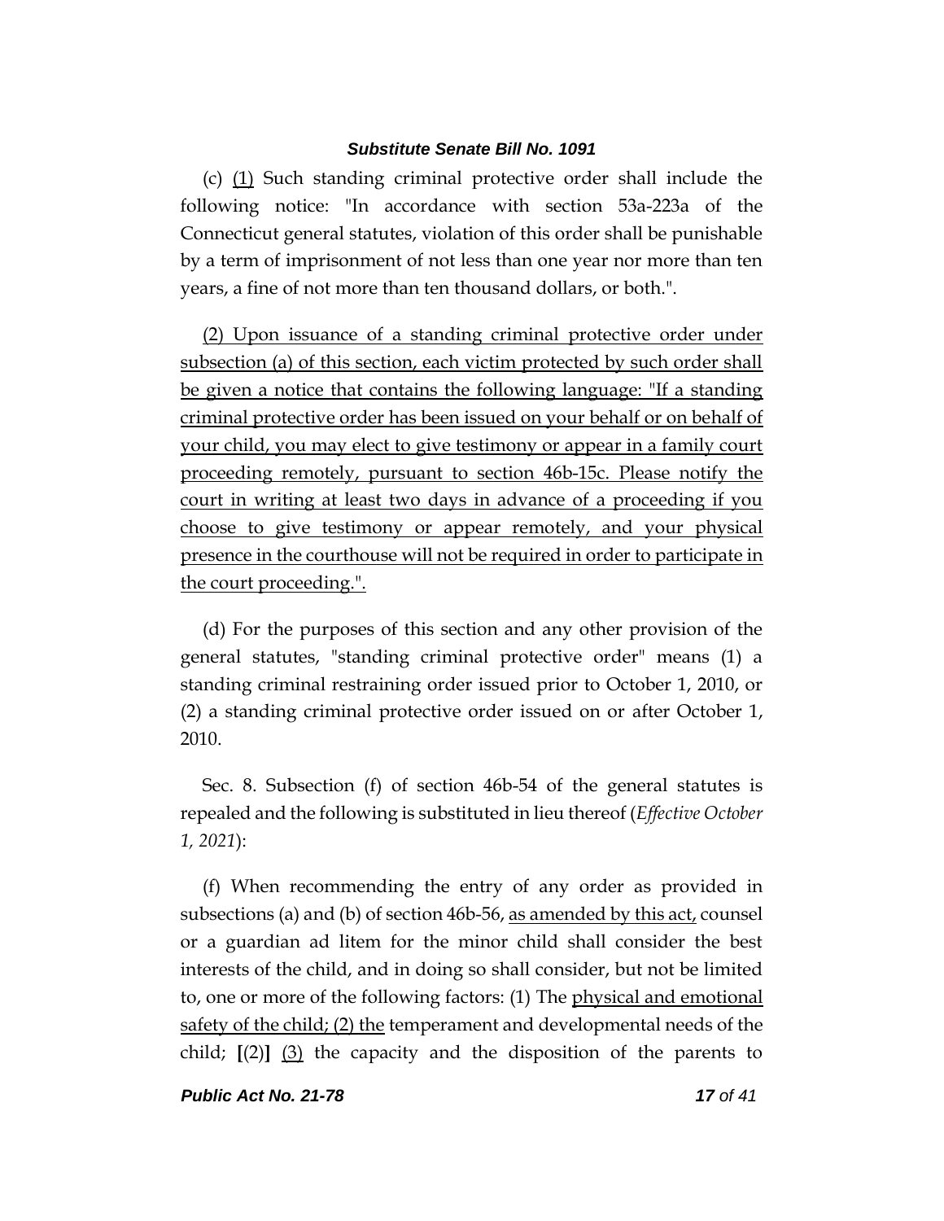(c) (1) Such standing criminal protective order shall include the following notice: "In accordance with section 53a-223a of the Connecticut general statutes, violation of this order shall be punishable by a term of imprisonment of not less than one year nor more than ten years, a fine of not more than ten thousand dollars, or both.".

(2) Upon issuance of a standing criminal protective order under subsection (a) of this section, each victim protected by such order shall be given a notice that contains the following language: "If a standing criminal protective order has been issued on your behalf or on behalf of your child, you may elect to give testimony or appear in a family court proceeding remotely, pursuant to section 46b-15c. Please notify the court in writing at least two days in advance of a proceeding if you choose to give testimony or appear remotely, and your physical presence in the courthouse will not be required in order to participate in the court proceeding.".

(d) For the purposes of this section and any other provision of the general statutes, "standing criminal protective order" means (1) a standing criminal restraining order issued prior to October 1, 2010, or (2) a standing criminal protective order issued on or after October 1, 2010.

Sec. 8. Subsection (f) of section 46b-54 of the general statutes is repealed and the following is substituted in lieu thereof (*Effective October 1, 2021*):

(f) When recommending the entry of any order as provided in subsections (a) and (b) of section 46b-56, as amended by this act, counsel or a guardian ad litem for the minor child shall consider the best interests of the child, and in doing so shall consider, but not be limited to, one or more of the following factors: (1) The physical and emotional safety of the child; (2) the temperament and developmental needs of the child; **[**(2)**]** (3) the capacity and the disposition of the parents to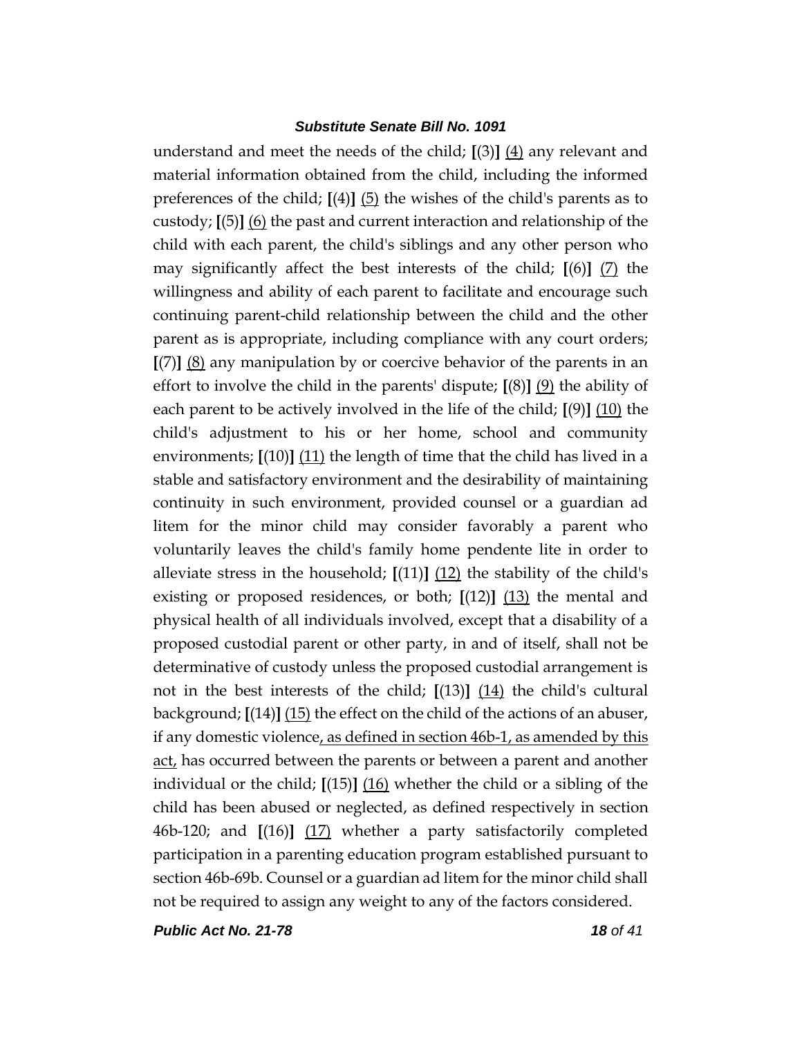understand and meet the needs of the child; **[**(3)**]** <u>(4)</u> any relevant and material information obtained from the child, including the informed preferences of the child; **[**(4)**]** <u>(5)</u> the wishes of the child's parents as to custody; **[**(5)**]** <u>(6)</u> the past and current interaction and relationship of the child with each parent, the child's siblings and any other person who may significantly affect the best interests of the child; **[**(6)**]** <u>(7)</u> the willingness and ability of each parent to facilitate and encourage such continuing parent-child relationship between the child and the other parent as is appropriate, including compliance with any court orders; **[**(7)**]** <u>(8)</u> any manipulation by or coercive behavior of the parents in an effort to involve the child in the parents' dispute; **[**(8)**]** <u>(9)</u> the ability of each parent to be actively involved in the life of the child; **[**(9)**]** <u>(10)</u> the child's adjustment to his or her home, school and community environments; **[**(10)**]** <u>(11)</u> the length of time that the child has lived in a stable and satisfactory environment and the desirability of maintaining continuity in such environment, provided counsel or a guardian ad litem for the minor child may consider favorably a parent who voluntarily leaves the child's family home pendente lite in order to alleviate stress in the household; **[**(11)**]** <u>(12)</u> the stability of the child's existing or proposed residences, or both; **[**(12)**]** <u>(13)</u> the mental and physical health of all individuals involved, except that a disability of a proposed custodial parent or other party, in and of itself, shall not be determinative of custody unless the proposed custodial arrangement is not in the best interests of the child; **[**(13)**]** <u>(14)</u> the child's cultural background; **[**(14)**]** <u>(15)</u> the effect on the child of the actions of an abuser, if any domestic violence<u>, as defined in section 46b-1, as amended by this act,</u> has occurred between the parents or between a parent and another individual or the child; **[**(15)**]** <u>(16)</u> whether the child or a sibling of the child has been abused or neglected, as defined respectively in section 46b-120; and **[**(16)**]** <u>(17)</u> whether a party satisfactorily completed participation in a parenting education program established pursuant to section 46b-69b. Counsel or a guardian ad litem for the minor child shall not be required to assign any weight to any of the factors considered.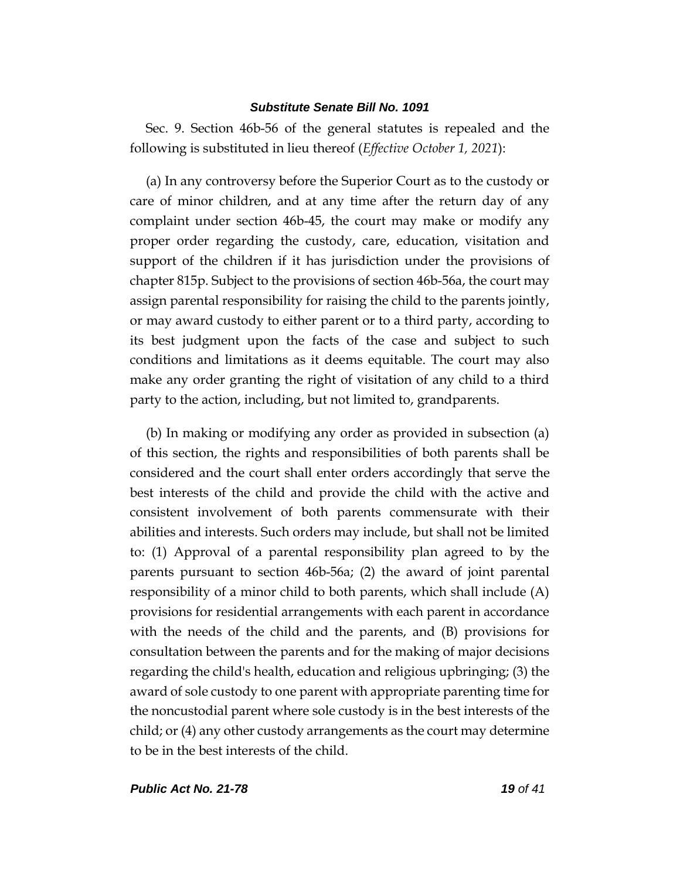Sec. 9. Section 46b-56 of the general statutes is repealed and the following is substituted in lieu thereof (*Effective October 1, 2021*):

(a) In any controversy before the Superior Court as to the custody or care of minor children, and at any time after the return day of any complaint under section 46b-45, the court may make or modify any proper order regarding the custody, care, education, visitation and support of the children if it has jurisdiction under the provisions of chapter 815p. Subject to the provisions of section 46b-56a, the court may assign parental responsibility for raising the child to the parents jointly, or may award custody to either parent or to a third party, according to its best judgment upon the facts of the case and subject to such conditions and limitations as it deems equitable. The court may also make any order granting the right of visitation of any child to a third party to the action, including, but not limited to, grandparents.

(b) In making or modifying any order as provided in subsection (a) of this section, the rights and responsibilities of both parents shall be considered and the court shall enter orders accordingly that serve the best interests of the child and provide the child with the active and consistent involvement of both parents commensurate with their abilities and interests. Such orders may include, but shall not be limited to: (1) Approval of a parental responsibility plan agreed to by the parents pursuant to section 46b-56a; (2) the award of joint parental responsibility of a minor child to both parents, which shall include (A) provisions for residential arrangements with each parent in accordance with the needs of the child and the parents, and (B) provisions for consultation between the parents and for the making of major decisions regarding the child's health, education and religious upbringing; (3) the award of sole custody to one parent with appropriate parenting time for the noncustodial parent where sole custody is in the best interests of the child; or (4) any other custody arrangements as the court may determine to be in the best interests of the child.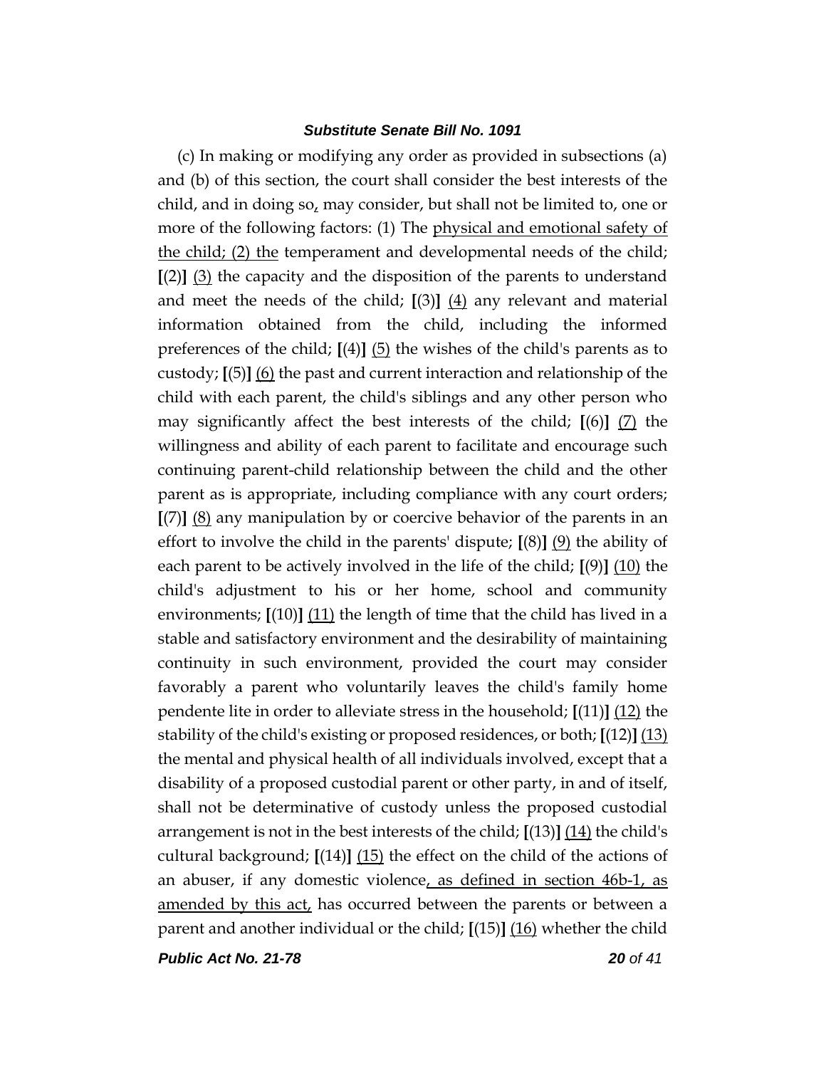(c) In making or modifying any order as provided in subsections (a) and (b) of this section, the court shall consider the best interests of the child, and in doing so, may consider, but shall not be limited to, one or more of the following factors: (1) The physical and emotional safety of the child; (2) the temperament and developmental needs of the child; **[**(2)**]** (3) the capacity and the disposition of the parents to understand and meet the needs of the child; **[**(3)**]** (4) any relevant and material information obtained from the child, including the informed preferences of the child; **[**(4)**]** (5) the wishes of the child's parents as to custody; **[**(5)**]** (6) the past and current interaction and relationship of the child with each parent, the child's siblings and any other person who may significantly affect the best interests of the child; **[**(6)**]** (7) the willingness and ability of each parent to facilitate and encourage such continuing parent-child relationship between the child and the other parent as is appropriate, including compliance with any court orders; **[**(7)**]** (8) any manipulation by or coercive behavior of the parents in an effort to involve the child in the parents' dispute; **[**(8)**]** (9) the ability of each parent to be actively involved in the life of the child; **[**(9)**]** (10) the child's adjustment to his or her home, school and community environments; **[**(10)**]** (11) the length of time that the child has lived in a stable and satisfactory environment and the desirability of maintaining continuity in such environment, provided the court may consider favorably a parent who voluntarily leaves the child's family home pendente lite in order to alleviate stress in the household; **[**(11)**]** (12) the stability of the child's existing or proposed residences, or both; **[**(12)**]** (13) the mental and physical health of all individuals involved, except that a disability of a proposed custodial parent or other party, in and of itself, shall not be determinative of custody unless the proposed custodial arrangement is not in the best interests of the child; **[**(13)**]** (14) the child's cultural background; **[**(14)**]** (15) the effect on the child of the actions of an abuser, if any domestic violence, as defined in section 46b-1, as amended by this act, has occurred between the parents or between a parent and another individual or the child; **[**(15)**]** (16) whether the child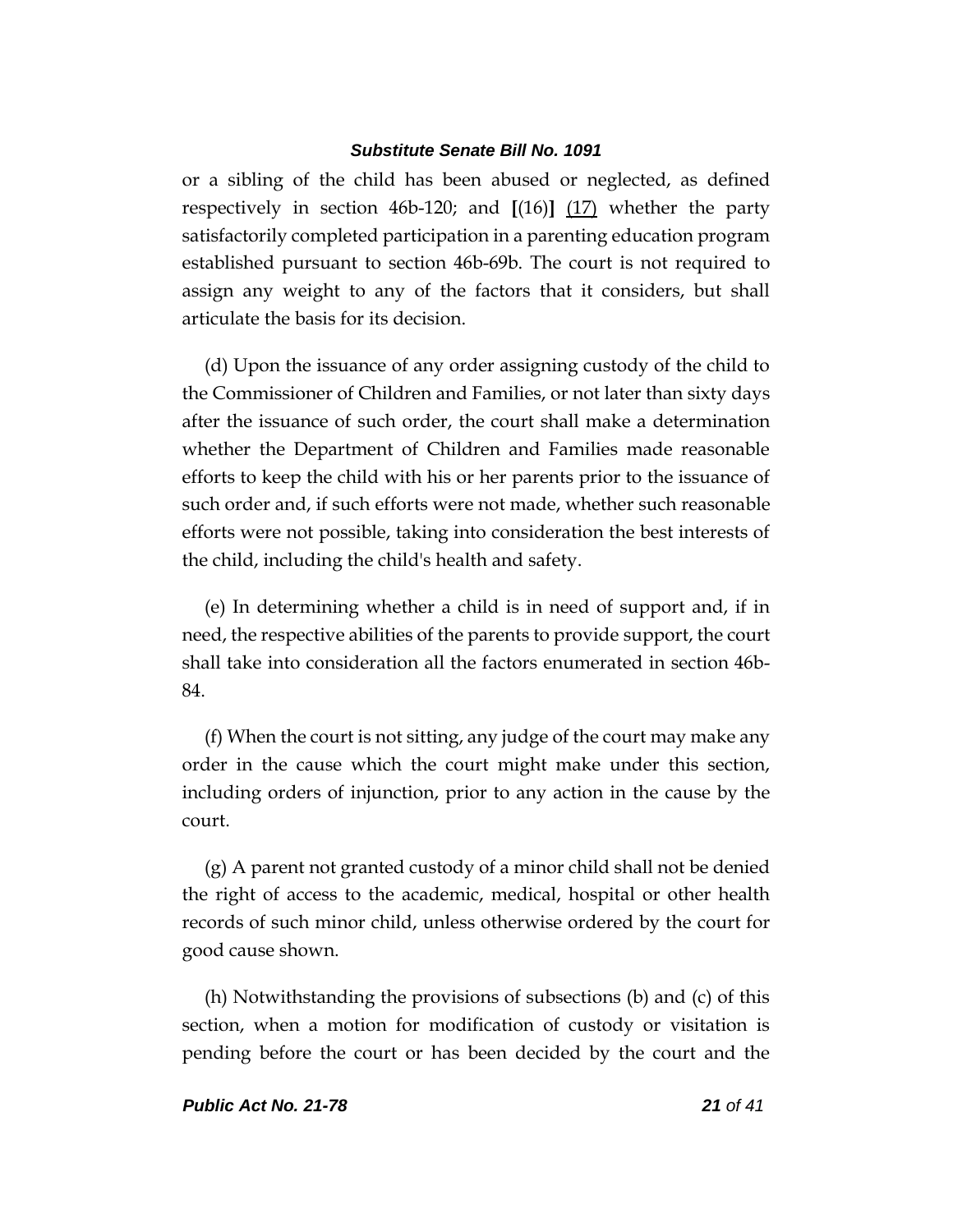or a sibling of the child has been abused or neglected, as defined respectively in section 46b-120; and **[**(16)**]** <u>(17)</u> whether the party satisfactorily completed participation in a parenting education program established pursuant to section 46b-69b. The court is not required to assign any weight to any of the factors that it considers, but shall articulate the basis for its decision.

(d) Upon the issuance of any order assigning custody of the child to the Commissioner of Children and Families, or not later than sixty days after the issuance of such order, the court shall make a determination whether the Department of Children and Families made reasonable efforts to keep the child with his or her parents prior to the issuance of such order and, if such efforts were not made, whether such reasonable efforts were not possible, taking into consideration the best interests of the child, including the child's health and safety.

(e) In determining whether a child is in need of support and, if in need, the respective abilities of the parents to provide support, the court shall take into consideration all the factors enumerated in section 46b-84.

(f) When the court is not sitting, any judge of the court may make any order in the cause which the court might make under this section, including orders of injunction, prior to any action in the cause by the court.

(g) A parent not granted custody of a minor child shall not be denied the right of access to the academic, medical, hospital or other health records of such minor child, unless otherwise ordered by the court for good cause shown.

(h) Notwithstanding the provisions of subsections (b) and (c) of this section, when a motion for modification of custody or visitation is pending before the court or has been decided by the court and the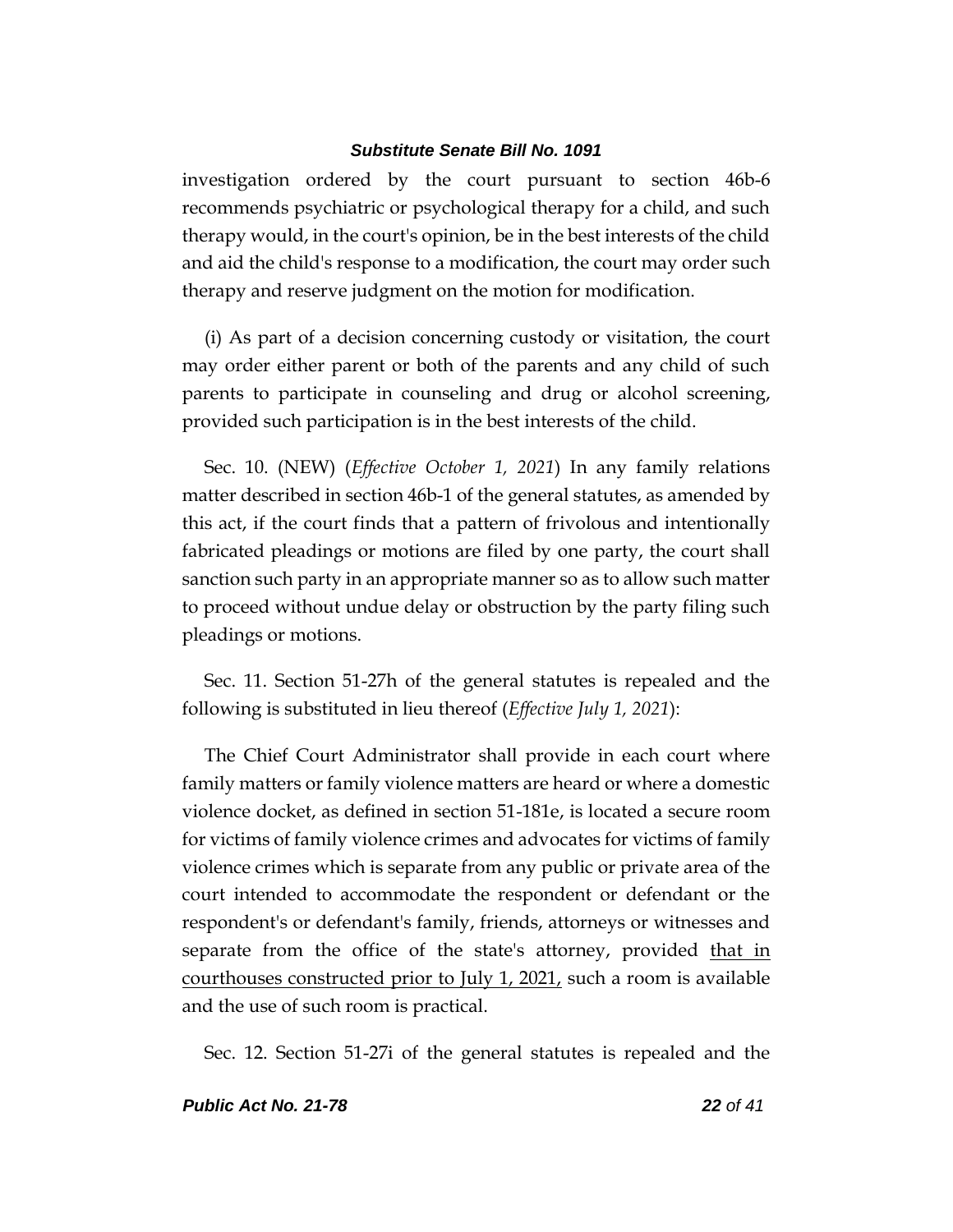investigation ordered by the court pursuant to section 46b-6 recommends psychiatric or psychological therapy for a child, and such therapy would, in the court's opinion, be in the best interests of the child and aid the child's response to a modification, the court may order such therapy and reserve judgment on the motion for modification.

(i) As part of a decision concerning custody or visitation, the court may order either parent or both of the parents and any child of such parents to participate in counseling and drug or alcohol screening, provided such participation is in the best interests of the child.

Sec. 10. (NEW) (*Effective October 1, 2021*) In any family relations matter described in section 46b-1 of the general statutes, as amended by this act, if the court finds that a pattern of frivolous and intentionally fabricated pleadings or motions are filed by one party, the court shall sanction such party in an appropriate manner so as to allow such matter to proceed without undue delay or obstruction by the party filing such pleadings or motions.

Sec. 11. Section 51-27h of the general statutes is repealed and the following is substituted in lieu thereof (*Effective July 1, 2021*):

The Chief Court Administrator shall provide in each court where family matters or family violence matters are heard or where a domestic violence docket, as defined in section 51-181e, is located a secure room for victims of family violence crimes and advocates for victims of family violence crimes which is separate from any public or private area of the court intended to accommodate the respondent or defendant or the respondent's or defendant's family, friends, attorneys or witnesses and separate from the office of the state's attorney, provided <u>that in courthouses constructed prior to July 1, 2021,</u> such a room is available and the use of such room is practical.

Sec. 12. Section 51-27i of the general statutes is repealed and the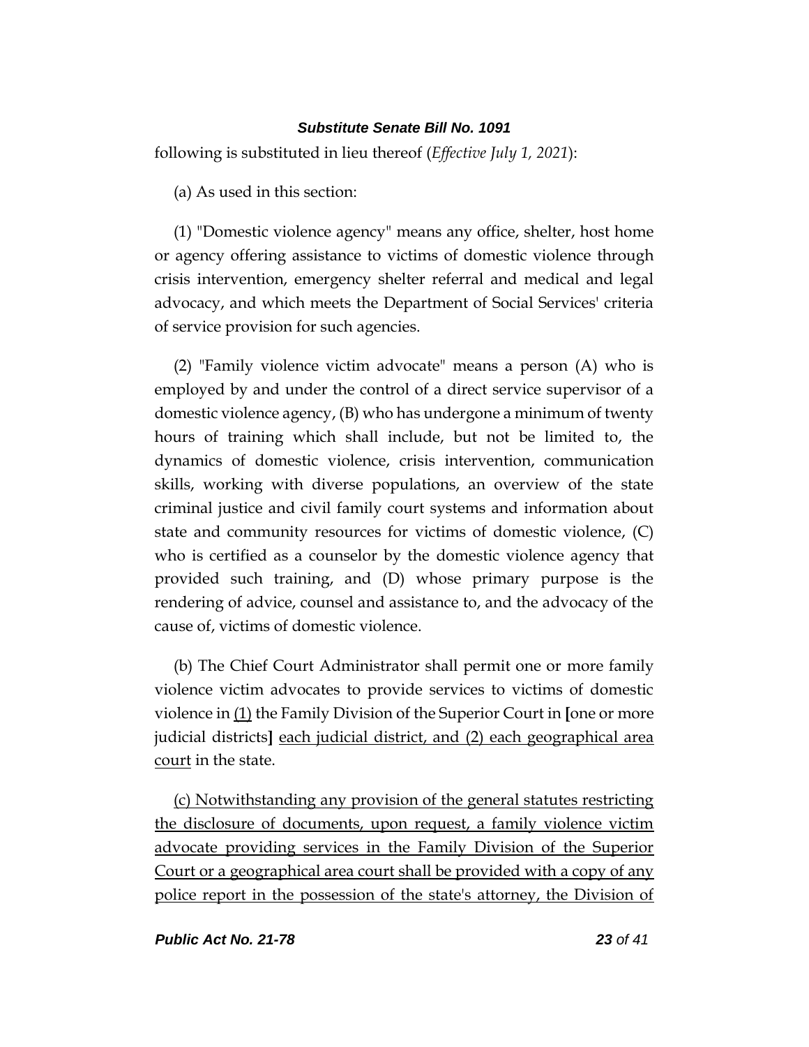following is substituted in lieu thereof (*Effective July 1, 2021*):

(a) As used in this section:

(1) "Domestic violence agency" means any office, shelter, host home or agency offering assistance to victims of domestic violence through crisis intervention, emergency shelter referral and medical and legal advocacy, and which meets the Department of Social Services' criteria of service provision for such agencies.

(2) "Family violence victim advocate" means a person (A) who is employed by and under the control of a direct service supervisor of a domestic violence agency, (B) who has undergone a minimum of twenty hours of training which shall include, but not be limited to, the dynamics of domestic violence, crisis intervention, communication skills, working with diverse populations, an overview of the state criminal justice and civil family court systems and information about state and community resources for victims of domestic violence, (C) who is certified as a counselor by the domestic violence agency that provided such training, and (D) whose primary purpose is the rendering of advice, counsel and assistance to, and the advocacy of the cause of, victims of domestic violence.

(b) The Chief Court Administrator shall permit one or more family violence victim advocates to provide services to victims of domestic violence in <u>(1)</u> the Family Division of the Superior Court in **[**one or more judicial districts**]** <u>each judicial district, and (2) each geographical area court</u> in the state.

<u>(c) Notwithstanding any provision of the general statutes restricting the disclosure of documents, upon request, a family violence victim advocate providing services in the Family Division of the Superior Court or a geographical area court shall be provided with a copy of any police report in the possession of the state's attorney, the Division of</u>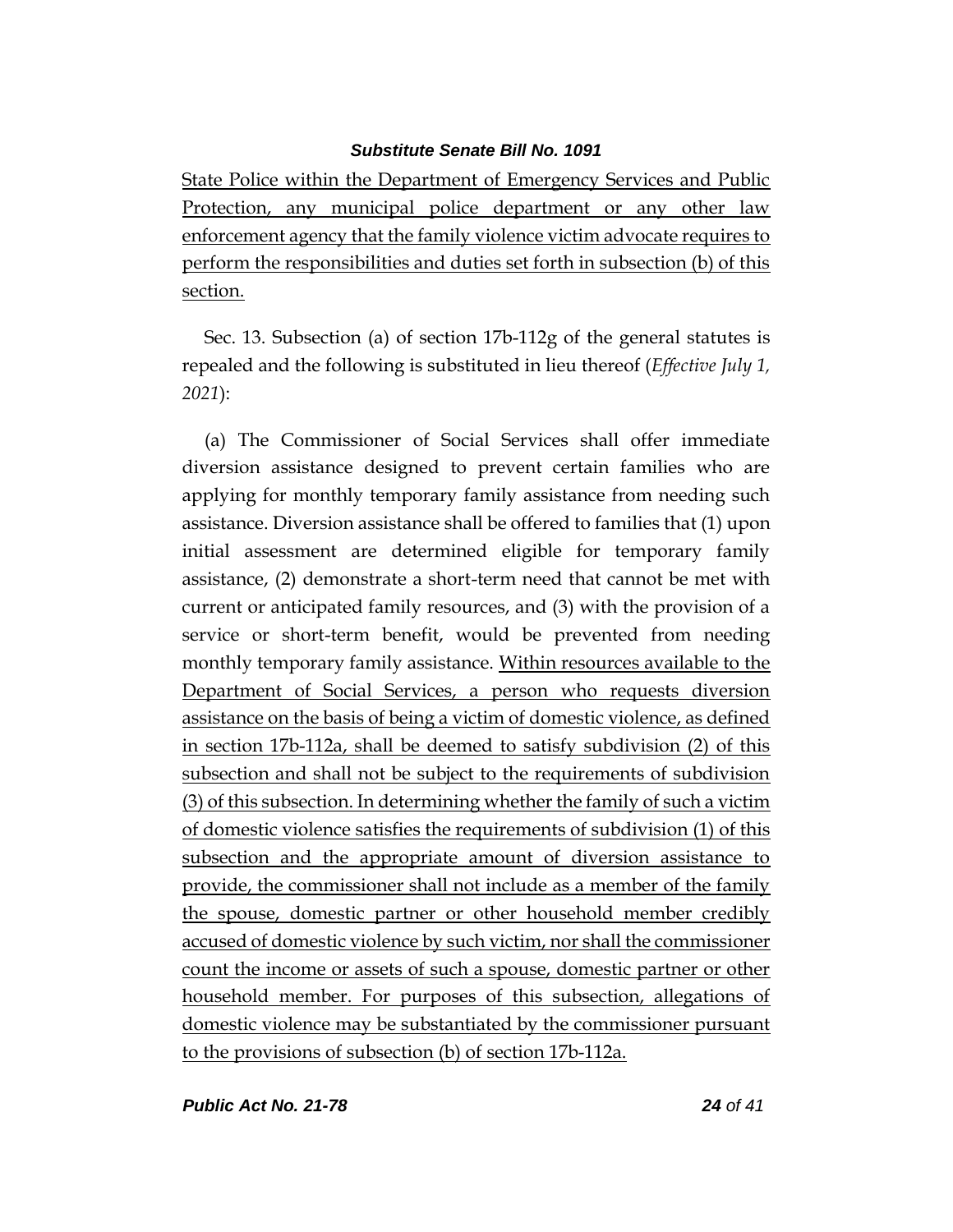State Police within the Department of Emergency Services and Public Protection, any municipal police department or any other law enforcement agency that the family violence victim advocate requires to perform the responsibilities and duties set forth in subsection (b) of this section.

Sec. 13. Subsection (a) of section 17b-112g of the general statutes is repealed and the following is substituted in lieu thereof (*Effective July 1, 2021*):

(a) The Commissioner of Social Services shall offer immediate diversion assistance designed to prevent certain families who are applying for monthly temporary family assistance from needing such assistance. Diversion assistance shall be offered to families that (1) upon initial assessment are determined eligible for temporary family assistance, (2) demonstrate a short-term need that cannot be met with current or anticipated family resources, and (3) with the provision of a service or short-term benefit, would be prevented from needing monthly temporary family assistance. Within resources available to the Department of Social Services, a person who requests diversion assistance on the basis of being a victim of domestic violence, as defined in section 17b-112a, shall be deemed to satisfy subdivision (2) of this subsection and shall not be subject to the requirements of subdivision (3) of this subsection. In determining whether the family of such a victim of domestic violence satisfies the requirements of subdivision (1) of this subsection and the appropriate amount of diversion assistance to provide, the commissioner shall not include as a member of the family the spouse, domestic partner or other household member credibly accused of domestic violence by such victim, nor shall the commissioner count the income or assets of such a spouse, domestic partner or other household member. For purposes of this subsection, allegations of domestic violence may be substantiated by the commissioner pursuant to the provisions of subsection (b) of section 17b-112a.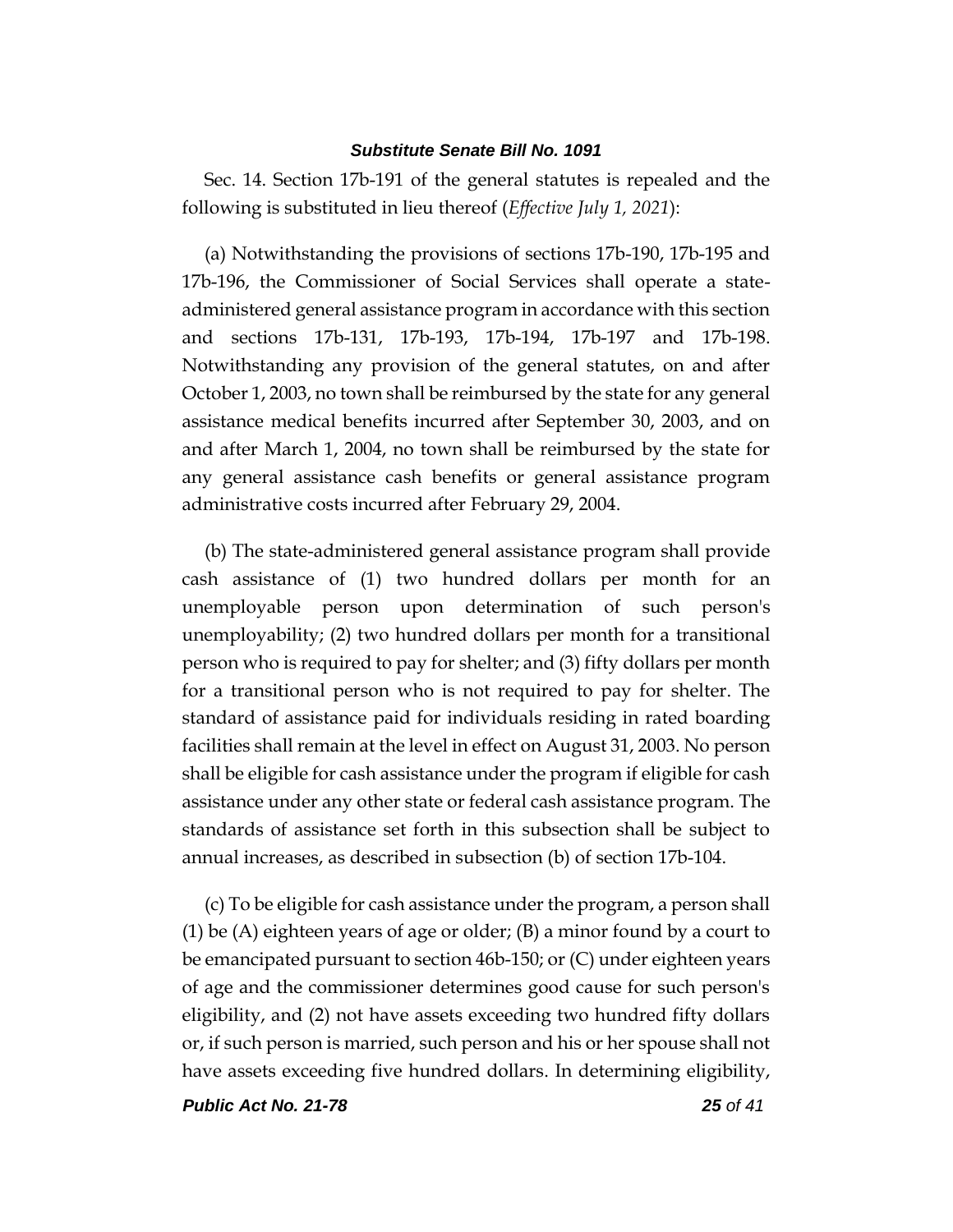Sec. 14. Section 17b-191 of the general statutes is repealed and the following is substituted in lieu thereof (*Effective July 1, 2021*):

(a) Notwithstanding the provisions of sections 17b-190, 17b-195 and 17b-196, the Commissioner of Social Services shall operate a state-administered general assistance program in accordance with this section and sections 17b-131, 17b-193, 17b-194, 17b-197 and 17b-198. Notwithstanding any provision of the general statutes, on and after October 1, 2003, no town shall be reimbursed by the state for any general assistance medical benefits incurred after September 30, 2003, and on and after March 1, 2004, no town shall be reimbursed by the state for any general assistance cash benefits or general assistance program administrative costs incurred after February 29, 2004.

(b) The state-administered general assistance program shall provide cash assistance of (1) two hundred dollars per month for an unemployable person upon determination of such person's unemployability; (2) two hundred dollars per month for a transitional person who is required to pay for shelter; and (3) fifty dollars per month for a transitional person who is not required to pay for shelter. The standard of assistance paid for individuals residing in rated boarding facilities shall remain at the level in effect on August 31, 2003. No person shall be eligible for cash assistance under the program if eligible for cash assistance under any other state or federal cash assistance program. The standards of assistance set forth in this subsection shall be subject to annual increases, as described in subsection (b) of section 17b-104.

(c) To be eligible for cash assistance under the program, a person shall (1) be (A) eighteen years of age or older; (B) a minor found by a court to be emancipated pursuant to section 46b-150; or (C) under eighteen years of age and the commissioner determines good cause for such person's eligibility, and (2) not have assets exceeding two hundred fifty dollars or, if such person is married, such person and his or her spouse shall not have assets exceeding five hundred dollars. In determining eligibility,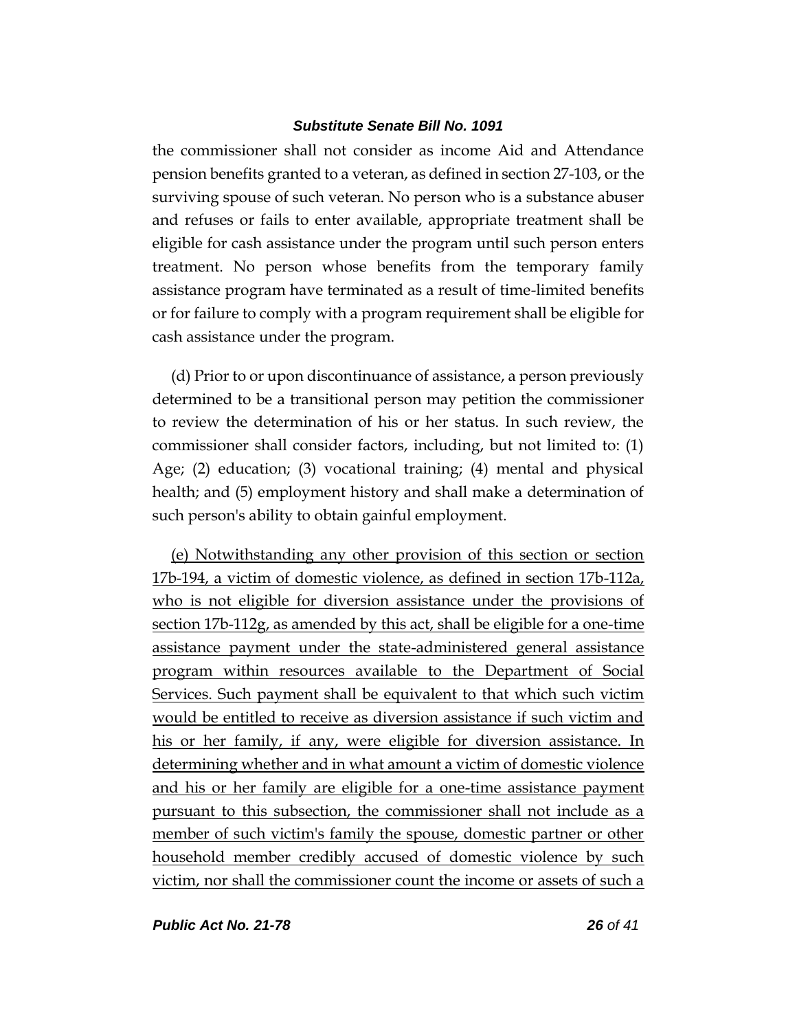the commissioner shall not consider as income Aid and Attendance pension benefits granted to a veteran, as defined in section 27-103, or the surviving spouse of such veteran. No person who is a substance abuser and refuses or fails to enter available, appropriate treatment shall be eligible for cash assistance under the program until such person enters treatment. No person whose benefits from the temporary family assistance program have terminated as a result of time-limited benefits or for failure to comply with a program requirement shall be eligible for cash assistance under the program.

(d) Prior to or upon discontinuance of assistance, a person previously determined to be a transitional person may petition the commissioner to review the determination of his or her status. In such review, the commissioner shall consider factors, including, but not limited to: (1) Age; (2) education; (3) vocational training; (4) mental and physical health; and (5) employment history and shall make a determination of such person's ability to obtain gainful employment.

<u>(e) Notwithstanding any other provision of this section or section 17b-194, a victim of domestic violence, as defined in section 17b-112a, who is not eligible for diversion assistance under the provisions of section 17b-112g, as amended by this act, shall be eligible for a one-time assistance payment under the state-administered general assistance program within resources available to the Department of Social Services. Such payment shall be equivalent to that which such victim would be entitled to receive as diversion assistance if such victim and his or her family, if any, were eligible for diversion assistance. In determining whether and in what amount a victim of domestic violence and his or her family are eligible for a one-time assistance payment pursuant to this subsection, the commissioner shall not include as a member of such victim's family the spouse, domestic partner or other household member credibly accused of domestic violence by such victim, nor shall the commissioner count the income or assets of such a</u>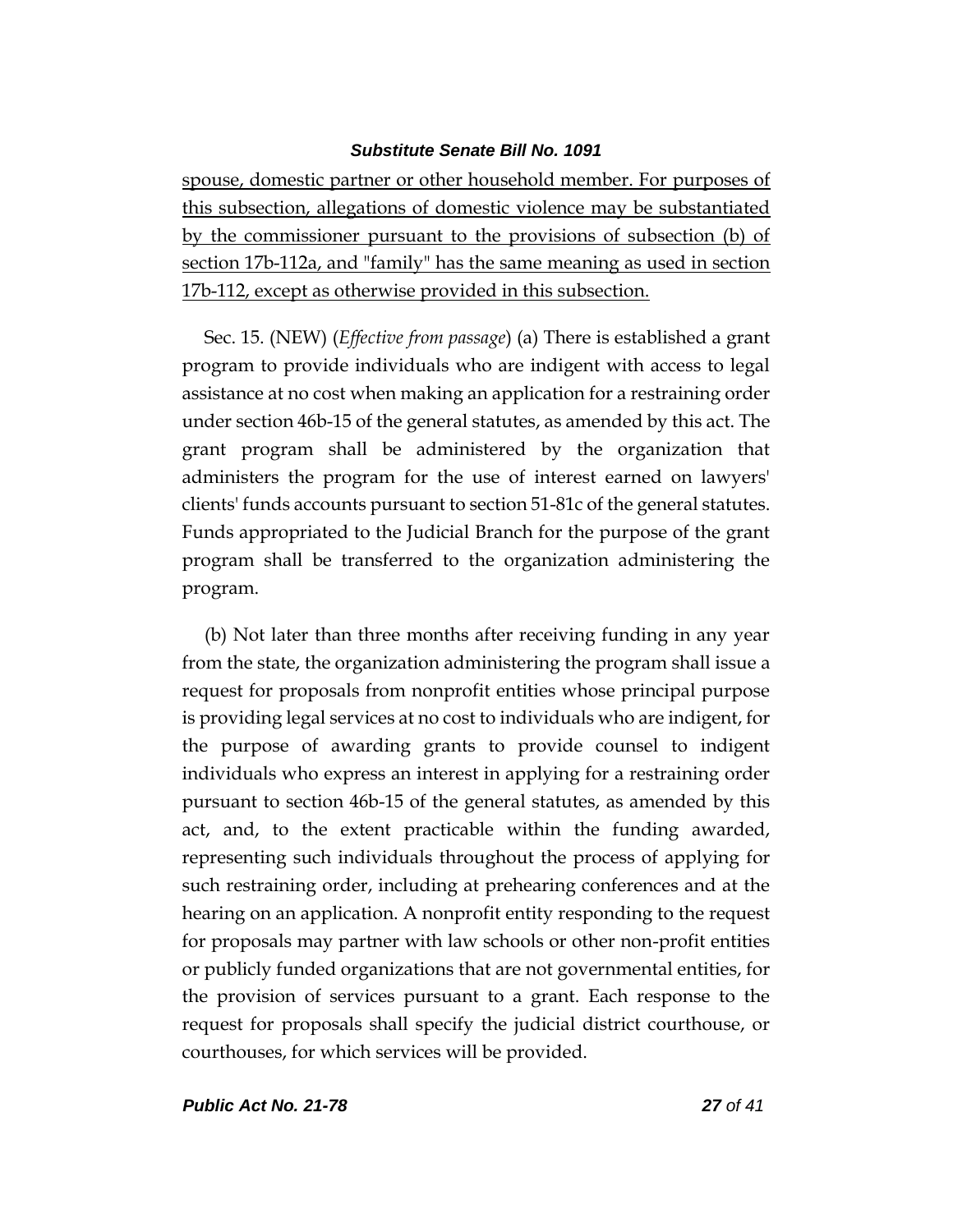spouse, domestic partner or other household member. For purposes of this subsection, allegations of domestic violence may be substantiated by the commissioner pursuant to the provisions of subsection (b) of section 17b-112a, and "family" has the same meaning as used in section 17b-112, except as otherwise provided in this subsection.

Sec. 15. (NEW) (*Effective from passage*) (a) There is established a grant program to provide individuals who are indigent with access to legal assistance at no cost when making an application for a restraining order under section 46b-15 of the general statutes, as amended by this act. The grant program shall be administered by the organization that administers the program for the use of interest earned on lawyers' clients' funds accounts pursuant to section 51-81c of the general statutes. Funds appropriated to the Judicial Branch for the purpose of the grant program shall be transferred to the organization administering the program.

(b) Not later than three months after receiving funding in any year from the state, the organization administering the program shall issue a request for proposals from nonprofit entities whose principal purpose is providing legal services at no cost to individuals who are indigent, for the purpose of awarding grants to provide counsel to indigent individuals who express an interest in applying for a restraining order pursuant to section 46b-15 of the general statutes, as amended by this act, and, to the extent practicable within the funding awarded, representing such individuals throughout the process of applying for such restraining order, including at prehearing conferences and at the hearing on an application. A nonprofit entity responding to the request for proposals may partner with law schools or other non-profit entities or publicly funded organizations that are not governmental entities, for the provision of services pursuant to a grant. Each response to the request for proposals shall specify the judicial district courthouse, or courthouses, for which services will be provided.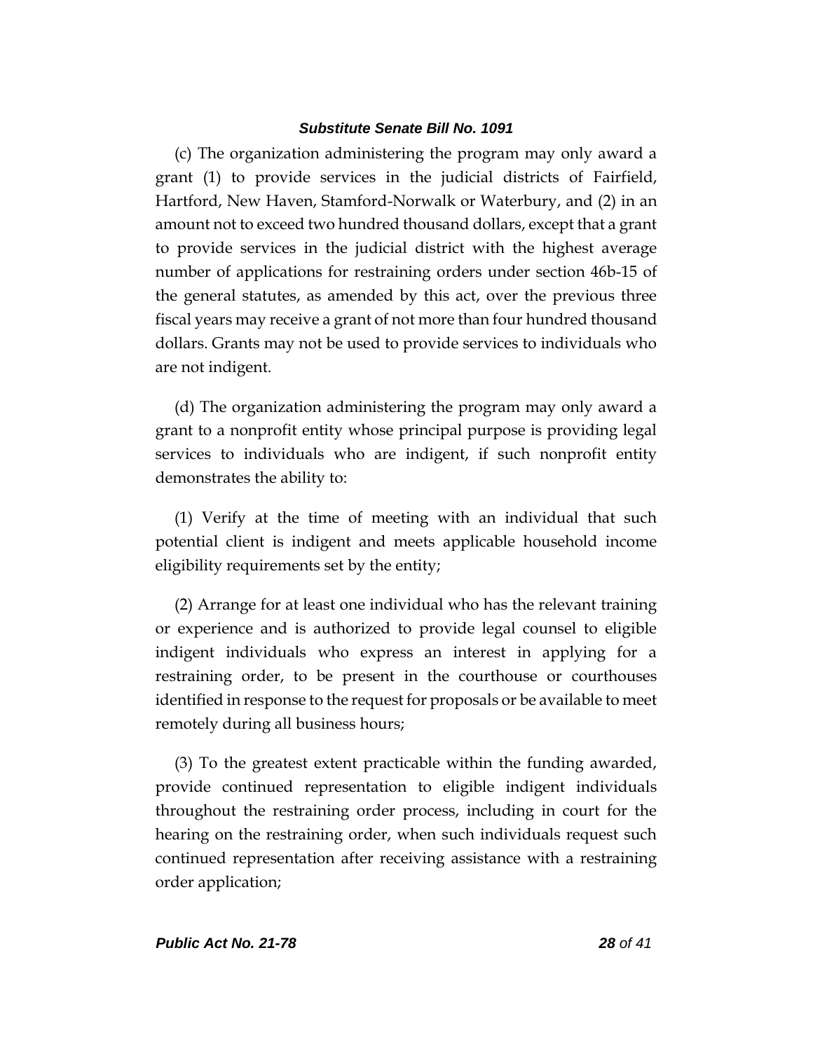(c) The organization administering the program may only award a grant (1) to provide services in the judicial districts of Fairfield, Hartford, New Haven, Stamford-Norwalk or Waterbury, and (2) in an amount not to exceed two hundred thousand dollars, except that a grant to provide services in the judicial district with the highest average number of applications for restraining orders under section 46b-15 of the general statutes, as amended by this act, over the previous three fiscal years may receive a grant of not more than four hundred thousand dollars. Grants may not be used to provide services to individuals who are not indigent.

(d) The organization administering the program may only award a grant to a nonprofit entity whose principal purpose is providing legal services to individuals who are indigent, if such nonprofit entity demonstrates the ability to:

(1) Verify at the time of meeting with an individual that such potential client is indigent and meets applicable household income eligibility requirements set by the entity;

(2) Arrange for at least one individual who has the relevant training or experience and is authorized to provide legal counsel to eligible indigent individuals who express an interest in applying for a restraining order, to be present in the courthouse or courthouses identified in response to the request for proposals or be available to meet remotely during all business hours;

(3) To the greatest extent practicable within the funding awarded, provide continued representation to eligible indigent individuals throughout the restraining order process, including in court for the hearing on the restraining order, when such individuals request such continued representation after receiving assistance with a restraining order application;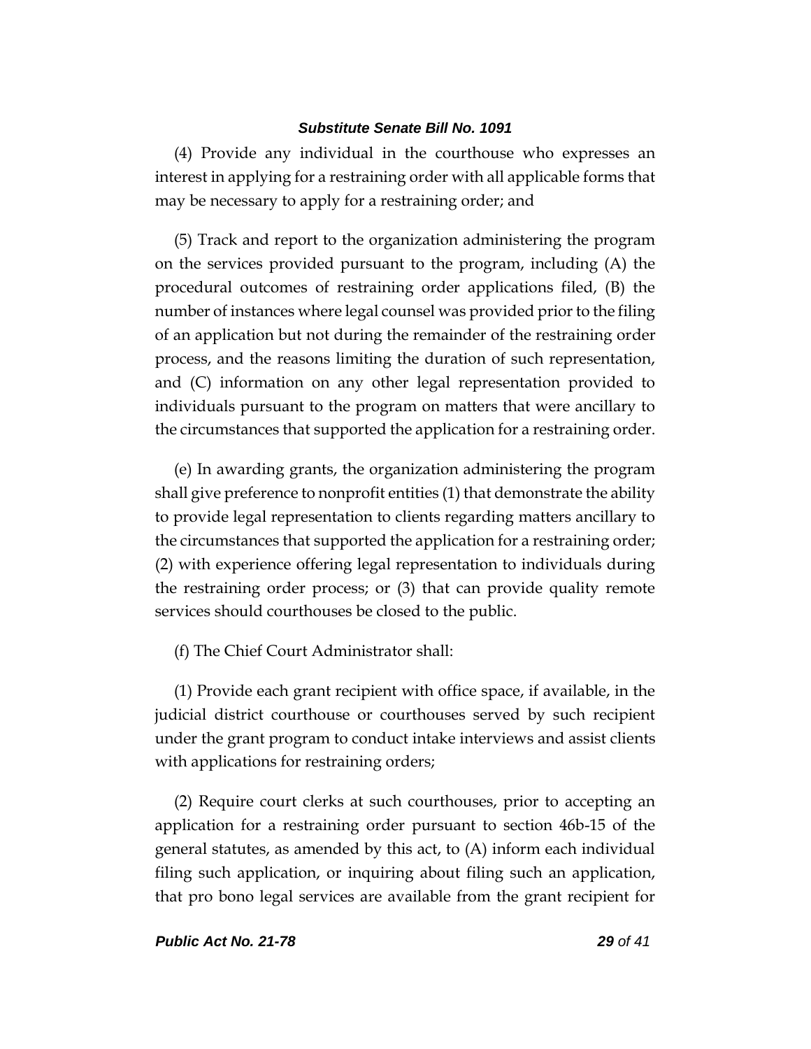(4) Provide any individual in the courthouse who expresses an interest in applying for a restraining order with all applicable forms that may be necessary to apply for a restraining order; and

(5) Track and report to the organization administering the program on the services provided pursuant to the program, including (A) the procedural outcomes of restraining order applications filed, (B) the number of instances where legal counsel was provided prior to the filing of an application but not during the remainder of the restraining order process, and the reasons limiting the duration of such representation, and (C) information on any other legal representation provided to individuals pursuant to the program on matters that were ancillary to the circumstances that supported the application for a restraining order.

(e) In awarding grants, the organization administering the program shall give preference to nonprofit entities (1) that demonstrate the ability to provide legal representation to clients regarding matters ancillary to the circumstances that supported the application for a restraining order; (2) with experience offering legal representation to individuals during the restraining order process; or (3) that can provide quality remote services should courthouses be closed to the public.

(f) The Chief Court Administrator shall:

(1) Provide each grant recipient with office space, if available, in the judicial district courthouse or courthouses served by such recipient under the grant program to conduct intake interviews and assist clients with applications for restraining orders;

(2) Require court clerks at such courthouses, prior to accepting an application for a restraining order pursuant to section 46b-15 of the general statutes, as amended by this act, to (A) inform each individual filing such application, or inquiring about filing such an application, that pro bono legal services are available from the grant recipient for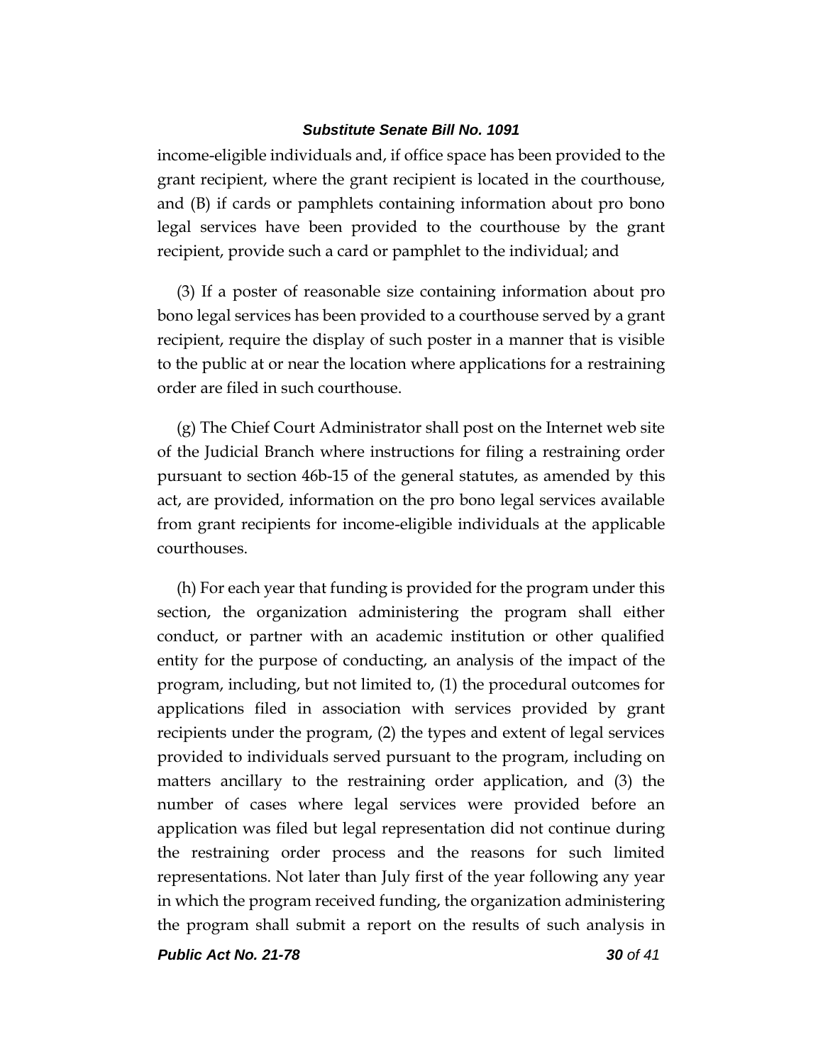income-eligible individuals and, if office space has been provided to the grant recipient, where the grant recipient is located in the courthouse, and (B) if cards or pamphlets containing information about pro bono legal services have been provided to the courthouse by the grant recipient, provide such a card or pamphlet to the individual; and

(3) If a poster of reasonable size containing information about pro bono legal services has been provided to a courthouse served by a grant recipient, require the display of such poster in a manner that is visible to the public at or near the location where applications for a restraining order are filed in such courthouse.

(g) The Chief Court Administrator shall post on the Internet web site of the Judicial Branch where instructions for filing a restraining order pursuant to section 46b-15 of the general statutes, as amended by this act, are provided, information on the pro bono legal services available from grant recipients for income-eligible individuals at the applicable courthouses.

(h) For each year that funding is provided for the program under this section, the organization administering the program shall either conduct, or partner with an academic institution or other qualified entity for the purpose of conducting, an analysis of the impact of the program, including, but not limited to, (1) the procedural outcomes for applications filed in association with services provided by grant recipients under the program, (2) the types and extent of legal services provided to individuals served pursuant to the program, including on matters ancillary to the restraining order application, and (3) the number of cases where legal services were provided before an application was filed but legal representation did not continue during the restraining order process and the reasons for such limited representations. Not later than July first of the year following any year in which the program received funding, the organization administering the program shall submit a report on the results of such analysis in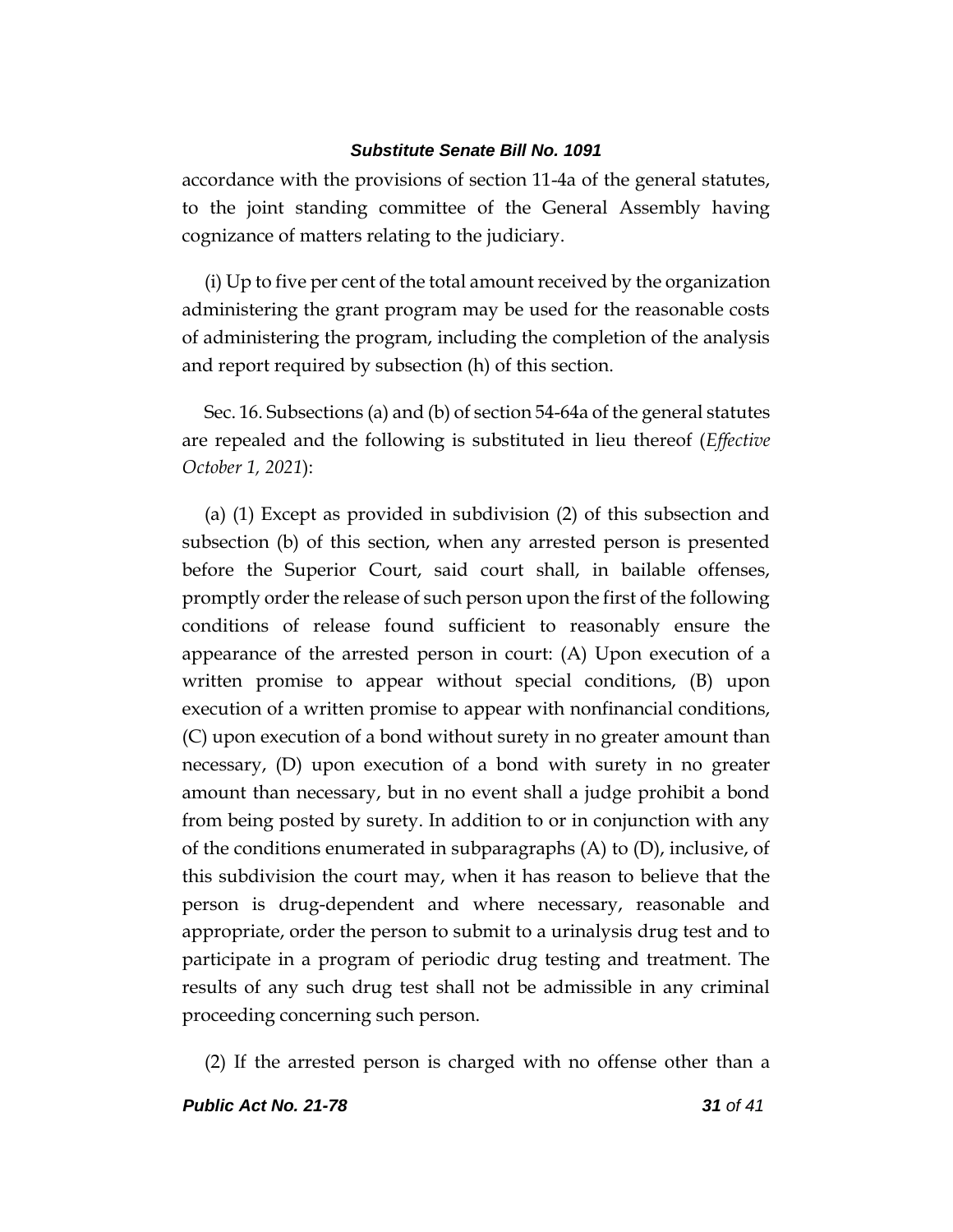accordance with the provisions of section 11-4a of the general statutes, to the joint standing committee of the General Assembly having cognizance of matters relating to the judiciary.

(i) Up to five per cent of the total amount received by the organization administering the grant program may be used for the reasonable costs of administering the program, including the completion of the analysis and report required by subsection (h) of this section.

Sec. 16. Subsections (a) and (b) of section 54-64a of the general statutes are repealed and the following is substituted in lieu thereof (*Effective October 1, 2021*):

(a) (1) Except as provided in subdivision (2) of this subsection and subsection (b) of this section, when any arrested person is presented before the Superior Court, said court shall, in bailable offenses, promptly order the release of such person upon the first of the following conditions of release found sufficient to reasonably ensure the appearance of the arrested person in court: (A) Upon execution of a written promise to appear without special conditions, (B) upon execution of a written promise to appear with nonfinancial conditions, (C) upon execution of a bond without surety in no greater amount than necessary, (D) upon execution of a bond with surety in no greater amount than necessary, but in no event shall a judge prohibit a bond from being posted by surety. In addition to or in conjunction with any of the conditions enumerated in subparagraphs (A) to (D), inclusive, of this subdivision the court may, when it has reason to believe that the person is drug-dependent and where necessary, reasonable and appropriate, order the person to submit to a urinalysis drug test and to participate in a program of periodic drug testing and treatment. The results of any such drug test shall not be admissible in any criminal proceeding concerning such person.

(2) If the arrested person is charged with no offense other than a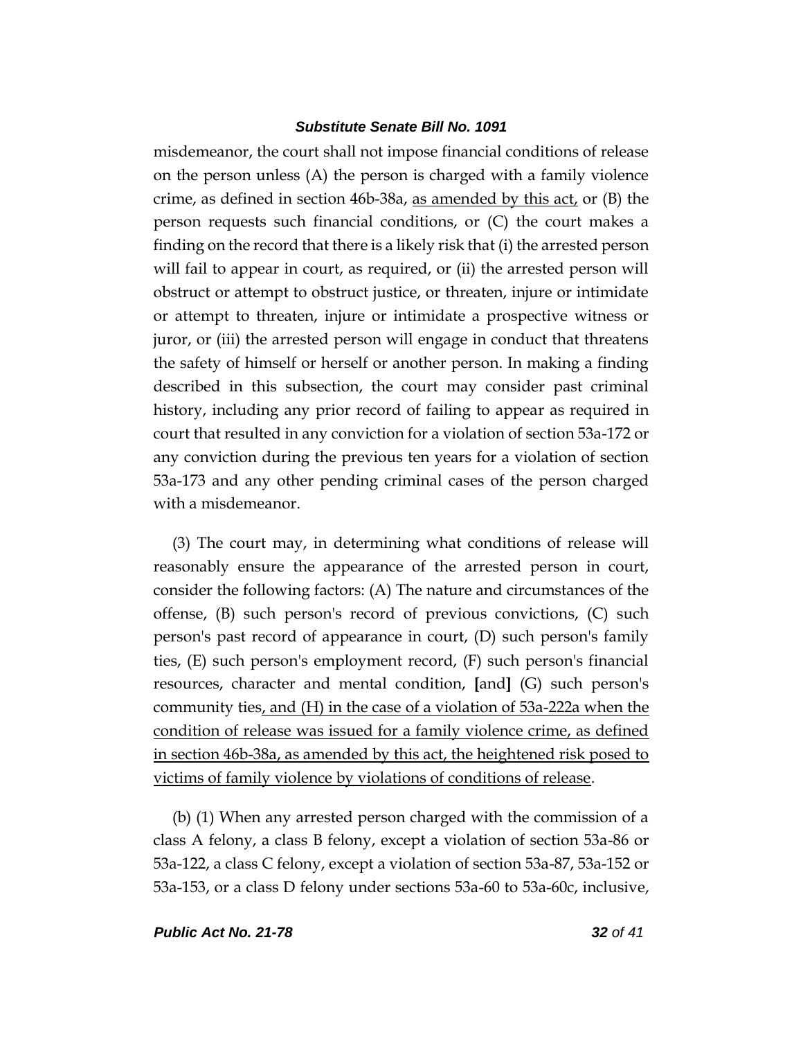misdemeanor, the court shall not impose financial conditions of release on the person unless (A) the person is charged with a family violence crime, as defined in section 46b-38a, <u>as amended by this act,</u> or (B) the person requests such financial conditions, or (C) the court makes a finding on the record that there is a likely risk that (i) the arrested person will fail to appear in court, as required, or (ii) the arrested person will obstruct or attempt to obstruct justice, or threaten, injure or intimidate or attempt to threaten, injure or intimidate a prospective witness or juror, or (iii) the arrested person will engage in conduct that threatens the safety of himself or herself or another person. In making a finding described in this subsection, the court may consider past criminal history, including any prior record of failing to appear as required in court that resulted in any conviction for a violation of section 53a-172 or any conviction during the previous ten years for a violation of section 53a-173 and any other pending criminal cases of the person charged with a misdemeanor.

(3) The court may, in determining what conditions of release will reasonably ensure the appearance of the arrested person in court, consider the following factors: (A) The nature and circumstances of the offense, (B) such person's record of previous convictions, (C) such person's past record of appearance in court, (D) such person's family ties, (E) such person's employment record, (F) such person's financial resources, character and mental condition, **[**and**]** (G) such person's community ties<u>, and (H) in the case of a violation of 53a-222a when the condition of release was issued for a family violence crime, as defined in section 46b-38a, as amended by this act, the heightened risk posed to victims of family violence by violations of conditions of release</u>.

(b) (1) When any arrested person charged with the commission of a class A felony, a class B felony, except a violation of section 53a-86 or 53a-122, a class C felony, except a violation of section 53a-87, 53a-152 or 53a-153, or a class D felony under sections 53a-60 to 53a-60c, inclusive,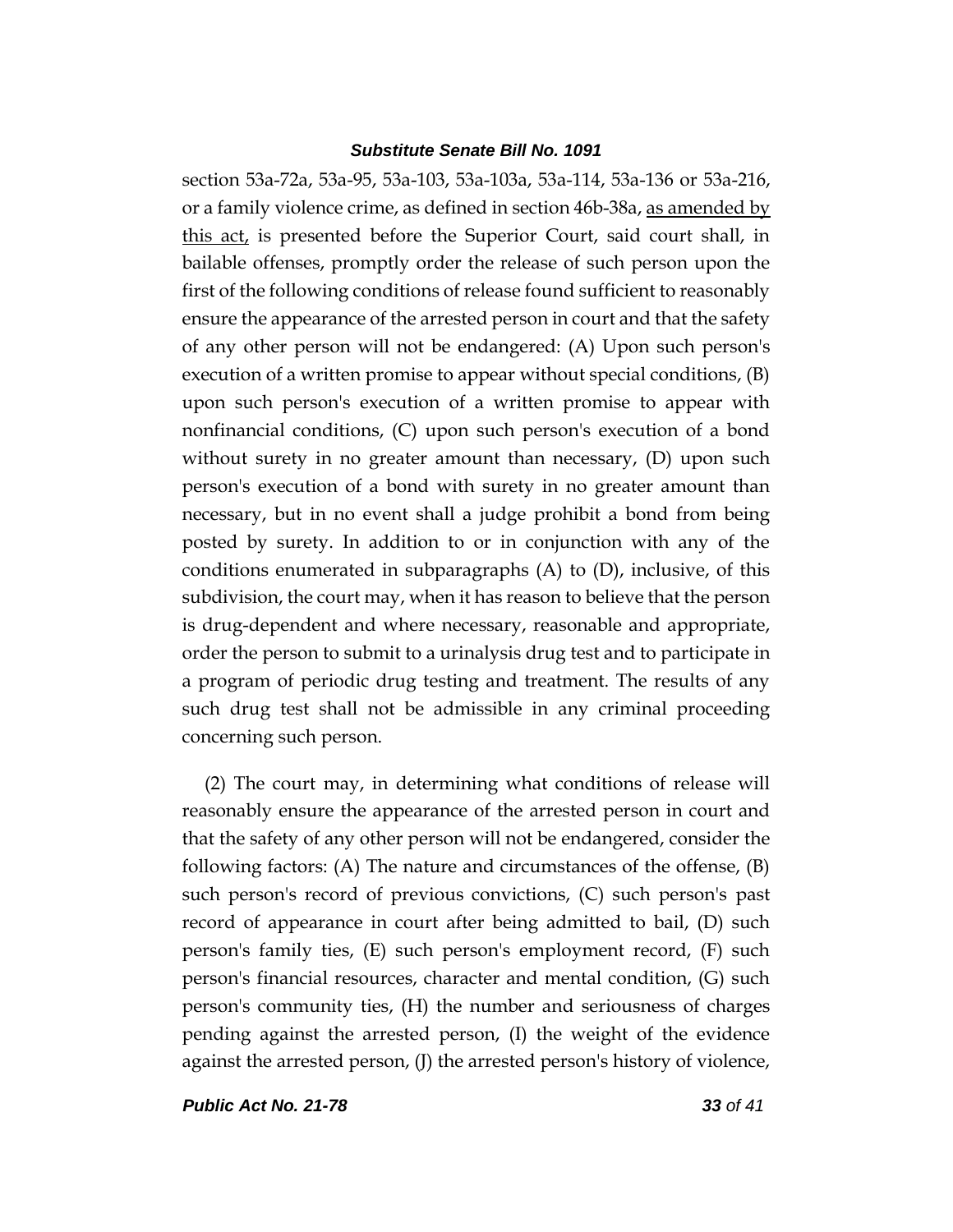section 53a-72a, 53a-95, 53a-103, 53a-103a, 53a-114, 53a-136 or 53a-216, or a family violence crime, as defined in section 46b-38a, <u>as amended by this act,</u> is presented before the Superior Court, said court shall, in bailable offenses, promptly order the release of such person upon the first of the following conditions of release found sufficient to reasonably ensure the appearance of the arrested person in court and that the safety of any other person will not be endangered: (A) Upon such person's execution of a written promise to appear without special conditions, (B) upon such person's execution of a written promise to appear with nonfinancial conditions, (C) upon such person's execution of a bond without surety in no greater amount than necessary, (D) upon such person's execution of a bond with surety in no greater amount than necessary, but in no event shall a judge prohibit a bond from being posted by surety. In addition to or in conjunction with any of the conditions enumerated in subparagraphs (A) to (D), inclusive, of this subdivision, the court may, when it has reason to believe that the person is drug-dependent and where necessary, reasonable and appropriate, order the person to submit to a urinalysis drug test and to participate in a program of periodic drug testing and treatment. The results of any such drug test shall not be admissible in any criminal proceeding concerning such person.

(2) The court may, in determining what conditions of release will reasonably ensure the appearance of the arrested person in court and that the safety of any other person will not be endangered, consider the following factors: (A) The nature and circumstances of the offense, (B) such person's record of previous convictions, (C) such person's past record of appearance in court after being admitted to bail, (D) such person's family ties, (E) such person's employment record, (F) such person's financial resources, character and mental condition, (G) such person's community ties, (H) the number and seriousness of charges pending against the arrested person, (I) the weight of the evidence against the arrested person, (J) the arrested person's history of violence,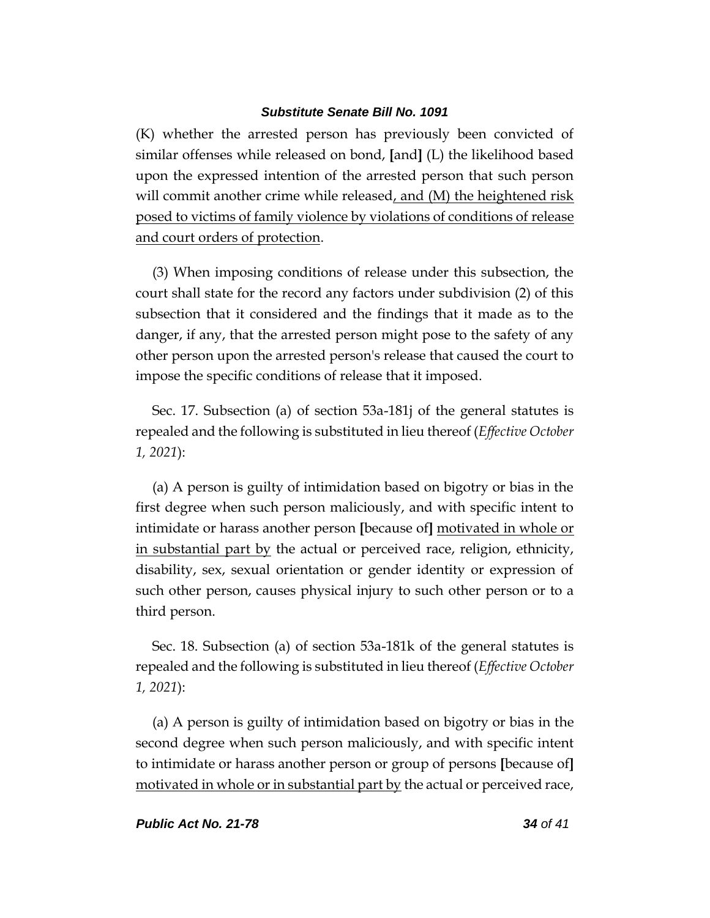(K) whether the arrested person has previously been convicted of similar offenses while released on bond, **[**and**]** (L) the likelihood based upon the expressed intention of the arrested person that such person will commit another crime while released<u>, and (M) the heightened risk posed to victims of family violence by violations of conditions of release and court orders of protection</u>.

(3) When imposing conditions of release under this subsection, the court shall state for the record any factors under subdivision (2) of this subsection that it considered and the findings that it made as to the danger, if any, that the arrested person might pose to the safety of any other person upon the arrested person's release that caused the court to impose the specific conditions of release that it imposed.

Sec. 17. Subsection (a) of section 53a-181j of the general statutes is repealed and the following is substituted in lieu thereof (*Effective October 1, 2021*):

(a) A person is guilty of intimidation based on bigotry or bias in the first degree when such person maliciously, and with specific intent to intimidate or harass another person **[**because of**]** <u>motivated in whole or in substantial part by</u> the actual or perceived race, religion, ethnicity, disability, sex, sexual orientation or gender identity or expression of such other person, causes physical injury to such other person or to a third person.

Sec. 18. Subsection (a) of section 53a-181k of the general statutes is repealed and the following is substituted in lieu thereof (*Effective October 1, 2021*):

(a) A person is guilty of intimidation based on bigotry or bias in the second degree when such person maliciously, and with specific intent to intimidate or harass another person or group of persons **[**because of**]** <u>motivated in whole or in substantial part by</u> the actual or perceived race,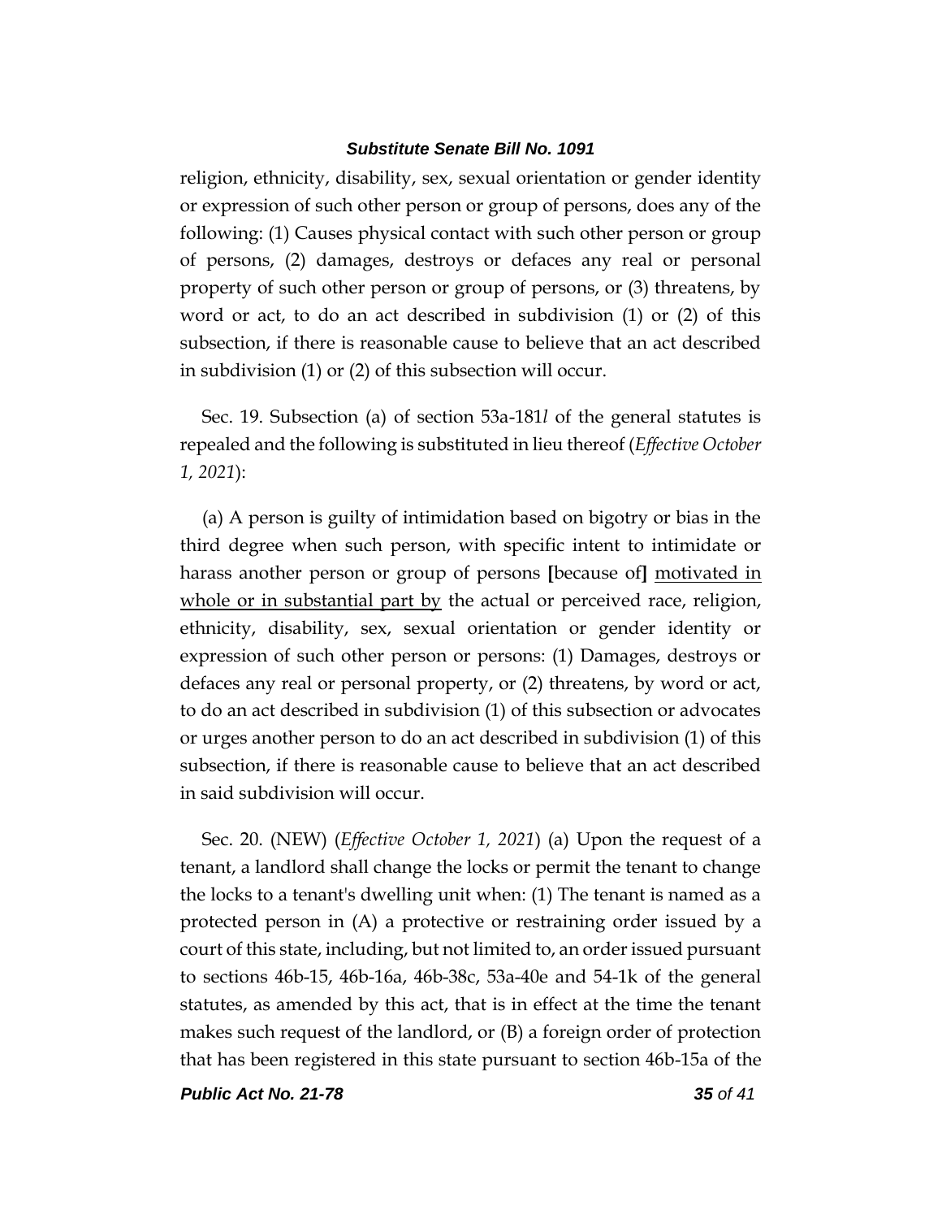religion, ethnicity, disability, sex, sexual orientation or gender identity or expression of such other person or group of persons, does any of the following: (1) Causes physical contact with such other person or group of persons, (2) damages, destroys or defaces any real or personal property of such other person or group of persons, or (3) threatens, by word or act, to do an act described in subdivision (1) or (2) of this subsection, if there is reasonable cause to believe that an act described in subdivision (1) or (2) of this subsection will occur.

Sec. 19. Subsection (a) of section 53a-181*l* of the general statutes is repealed and the following is substituted in lieu thereof (*Effective October 1, 2021*):

(a) A person is guilty of intimidation based on bigotry or bias in the third degree when such person, with specific intent to intimidate or harass another person or group of persons **[**because of**]** <u>motivated in whole or in substantial part by</u> the actual or perceived race, religion, ethnicity, disability, sex, sexual orientation or gender identity or expression of such other person or persons: (1) Damages, destroys or defaces any real or personal property, or (2) threatens, by word or act, to do an act described in subdivision (1) of this subsection or advocates or urges another person to do an act described in subdivision (1) of this subsection, if there is reasonable cause to believe that an act described in said subdivision will occur.

Sec. 20. (NEW) (*Effective October 1, 2021*) (a) Upon the request of a tenant, a landlord shall change the locks or permit the tenant to change the locks to a tenant's dwelling unit when: (1) The tenant is named as a protected person in (A) a protective or restraining order issued by a court of this state, including, but not limited to, an order issued pursuant to sections 46b-15, 46b-16a, 46b-38c, 53a-40e and 54-1k of the general statutes, as amended by this act, that is in effect at the time the tenant makes such request of the landlord, or (B) a foreign order of protection that has been registered in this state pursuant to section 46b-15a of the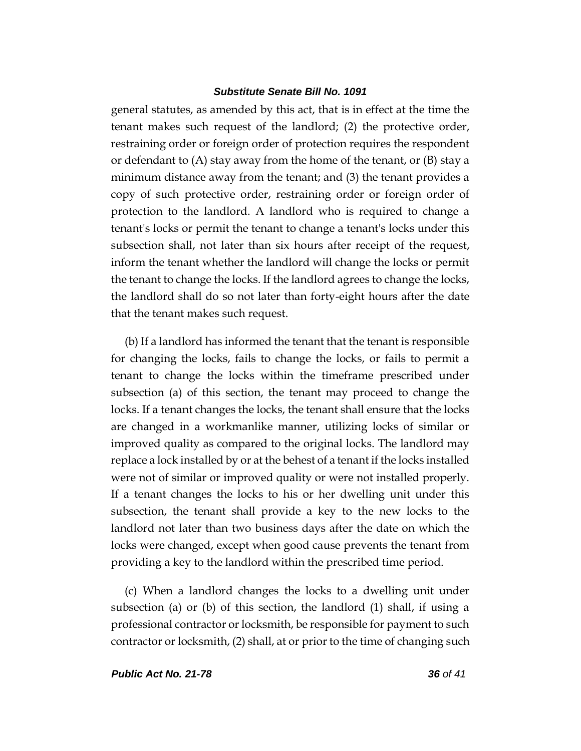general statutes, as amended by this act, that is in effect at the time the tenant makes such request of the landlord; (2) the protective order, restraining order or foreign order of protection requires the respondent or defendant to (A) stay away from the home of the tenant, or (B) stay a minimum distance away from the tenant; and (3) the tenant provides a copy of such protective order, restraining order or foreign order of protection to the landlord. A landlord who is required to change a tenant's locks or permit the tenant to change a tenant's locks under this subsection shall, not later than six hours after receipt of the request, inform the tenant whether the landlord will change the locks or permit the tenant to change the locks. If the landlord agrees to change the locks, the landlord shall do so not later than forty-eight hours after the date that the tenant makes such request.

(b) If a landlord has informed the tenant that the tenant is responsible for changing the locks, fails to change the locks, or fails to permit a tenant to change the locks within the timeframe prescribed under subsection (a) of this section, the tenant may proceed to change the locks. If a tenant changes the locks, the tenant shall ensure that the locks are changed in a workmanlike manner, utilizing locks of similar or improved quality as compared to the original locks. The landlord may replace a lock installed by or at the behest of a tenant if the locks installed were not of similar or improved quality or were not installed properly. If a tenant changes the locks to his or her dwelling unit under this subsection, the tenant shall provide a key to the new locks to the landlord not later than two business days after the date on which the locks were changed, except when good cause prevents the tenant from providing a key to the landlord within the prescribed time period.

(c) When a landlord changes the locks to a dwelling unit under subsection (a) or (b) of this section, the landlord (1) shall, if using a professional contractor or locksmith, be responsible for payment to such contractor or locksmith, (2) shall, at or prior to the time of changing such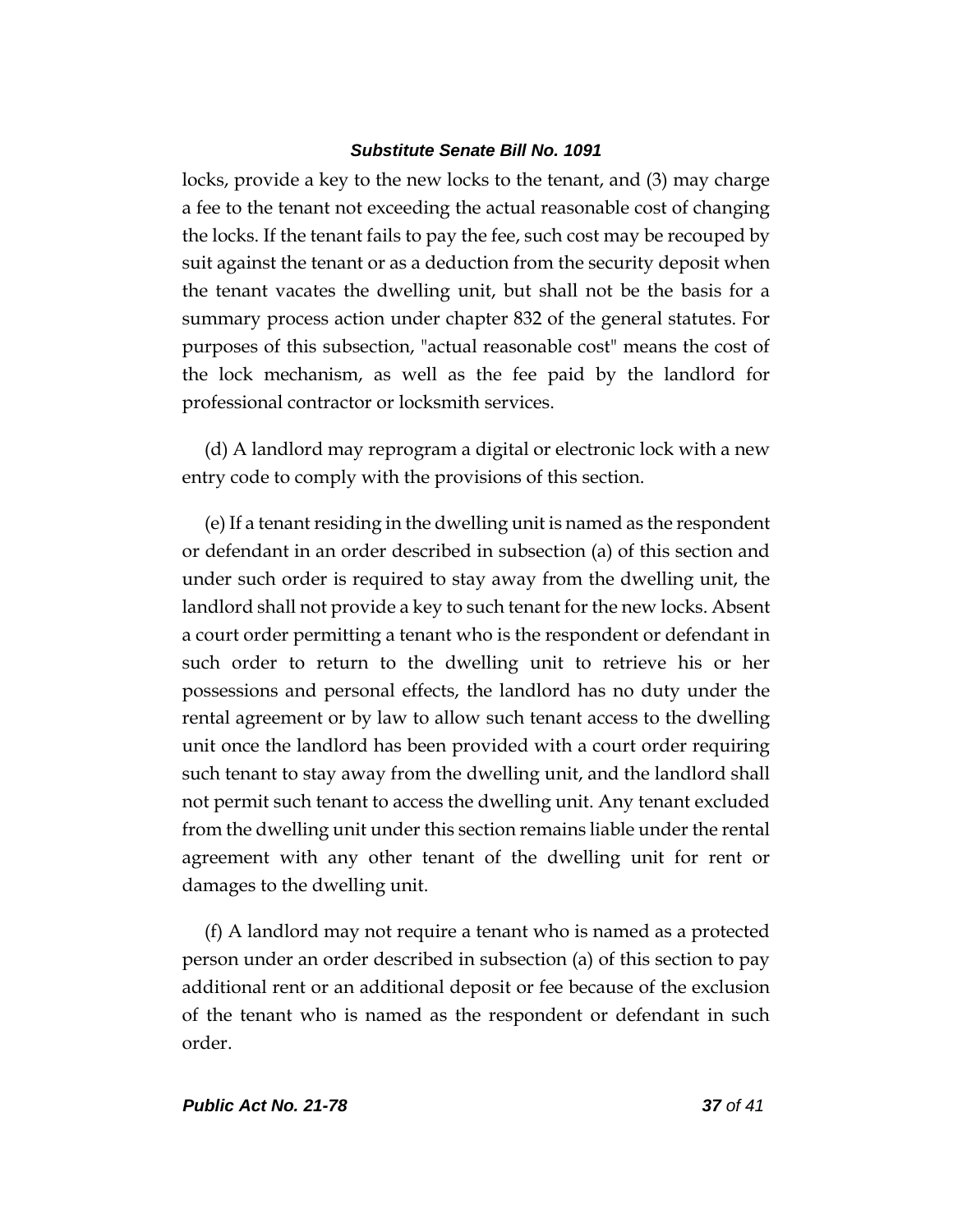locks, provide a key to the new locks to the tenant, and (3) may charge a fee to the tenant not exceeding the actual reasonable cost of changing the locks. If the tenant fails to pay the fee, such cost may be recouped by suit against the tenant or as a deduction from the security deposit when the tenant vacates the dwelling unit, but shall not be the basis for a summary process action under chapter 832 of the general statutes. For purposes of this subsection, "actual reasonable cost" means the cost of the lock mechanism, as well as the fee paid by the landlord for professional contractor or locksmith services.

(d) A landlord may reprogram a digital or electronic lock with a new entry code to comply with the provisions of this section.

(e) If a tenant residing in the dwelling unit is named as the respondent or defendant in an order described in subsection (a) of this section and under such order is required to stay away from the dwelling unit, the landlord shall not provide a key to such tenant for the new locks. Absent a court order permitting a tenant who is the respondent or defendant in such order to return to the dwelling unit to retrieve his or her possessions and personal effects, the landlord has no duty under the rental agreement or by law to allow such tenant access to the dwelling unit once the landlord has been provided with a court order requiring such tenant to stay away from the dwelling unit, and the landlord shall not permit such tenant to access the dwelling unit. Any tenant excluded from the dwelling unit under this section remains liable under the rental agreement with any other tenant of the dwelling unit for rent or damages to the dwelling unit.

(f) A landlord may not require a tenant who is named as a protected person under an order described in subsection (a) of this section to pay additional rent or an additional deposit or fee because of the exclusion of the tenant who is named as the respondent or defendant in such order.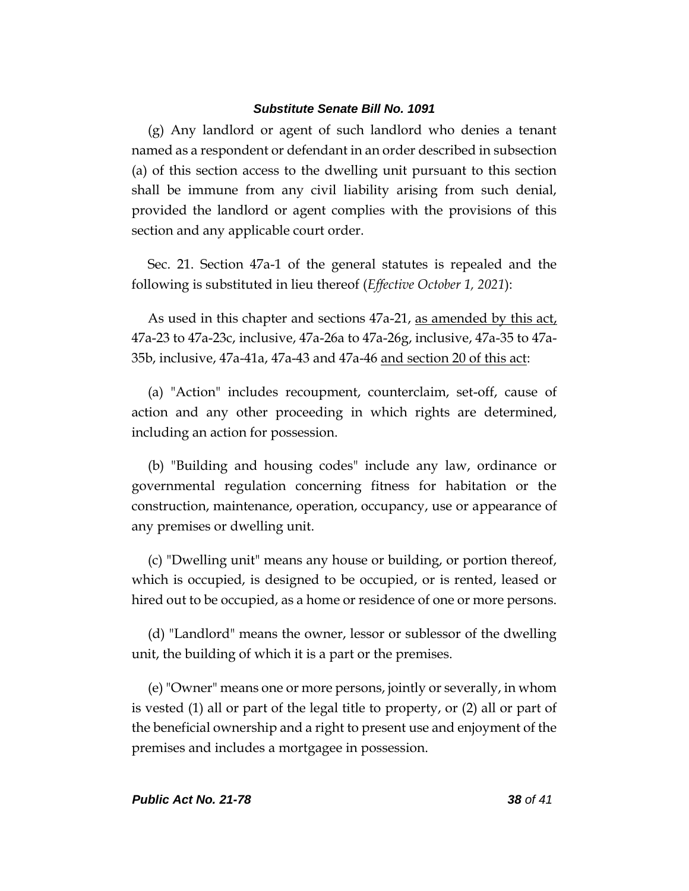(g) Any landlord or agent of such landlord who denies a tenant named as a respondent or defendant in an order described in subsection (a) of this section access to the dwelling unit pursuant to this section shall be immune from any civil liability arising from such denial, provided the landlord or agent complies with the provisions of this section and any applicable court order.

Sec. 21. Section 47a-1 of the general statutes is repealed and the following is substituted in lieu thereof (*Effective October 1, 2021*):

As used in this chapter and sections 47a-21, <u>as amended by this act,</u> 47a-23 to 47a-23c, inclusive, 47a-26a to 47a-26g, inclusive, 47a-35 to 47a-35b, inclusive, 47a-41a, 47a-43 and 47a-46 <u>and section 20 of this act</u>:

(a) "Action" includes recoupment, counterclaim, set-off, cause of action and any other proceeding in which rights are determined, including an action for possession.

(b) "Building and housing codes" include any law, ordinance or governmental regulation concerning fitness for habitation or the construction, maintenance, operation, occupancy, use or appearance of any premises or dwelling unit.

(c) "Dwelling unit" means any house or building, or portion thereof, which is occupied, is designed to be occupied, or is rented, leased or hired out to be occupied, as a home or residence of one or more persons.

(d) "Landlord" means the owner, lessor or sublessor of the dwelling unit, the building of which it is a part or the premises.

(e) "Owner" means one or more persons, jointly or severally, in whom is vested (1) all or part of the legal title to property, or (2) all or part of the beneficial ownership and a right to present use and enjoyment of the premises and includes a mortgagee in possession.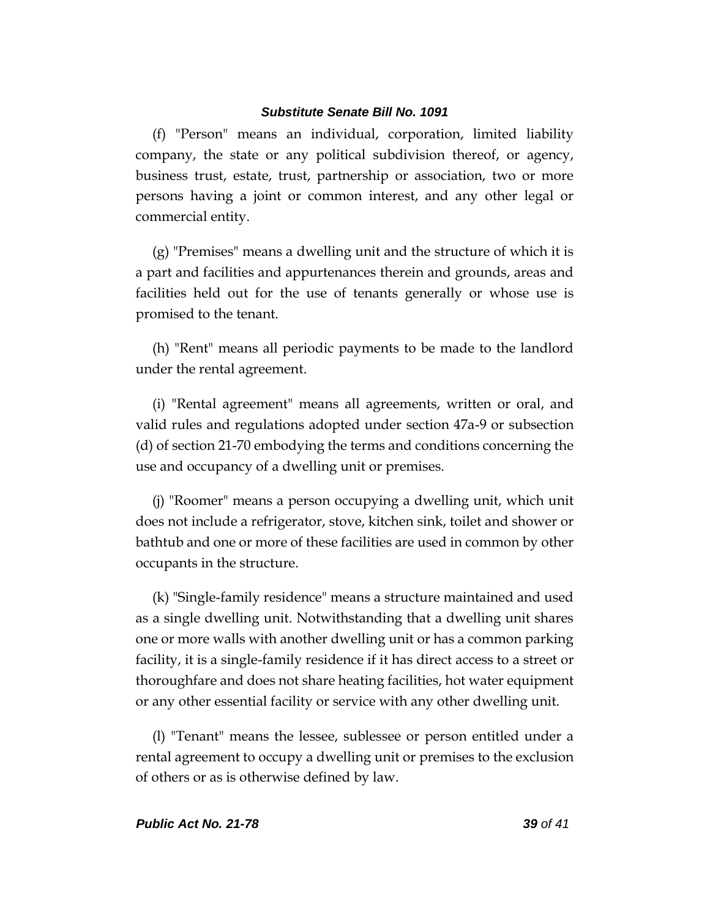(f) "Person" means an individual, corporation, limited liability company, the state or any political subdivision thereof, or agency, business trust, estate, trust, partnership or association, two or more persons having a joint or common interest, and any other legal or commercial entity.

(g) "Premises" means a dwelling unit and the structure of which it is a part and facilities and appurtenances therein and grounds, areas and facilities held out for the use of tenants generally or whose use is promised to the tenant.

(h) "Rent" means all periodic payments to be made to the landlord under the rental agreement.

(i) "Rental agreement" means all agreements, written or oral, and valid rules and regulations adopted under section 47a-9 or subsection (d) of section 21-70 embodying the terms and conditions concerning the use and occupancy of a dwelling unit or premises.

(j) "Roomer" means a person occupying a dwelling unit, which unit does not include a refrigerator, stove, kitchen sink, toilet and shower or bathtub and one or more of these facilities are used in common by other occupants in the structure.

(k) "Single-family residence" means a structure maintained and used as a single dwelling unit. Notwithstanding that a dwelling unit shares one or more walls with another dwelling unit or has a common parking facility, it is a single-family residence if it has direct access to a street or thoroughfare and does not share heating facilities, hot water equipment or any other essential facility or service with any other dwelling unit.

(l) "Tenant" means the lessee, sublessee or person entitled under a rental agreement to occupy a dwelling unit or premises to the exclusion of others or as is otherwise defined by law.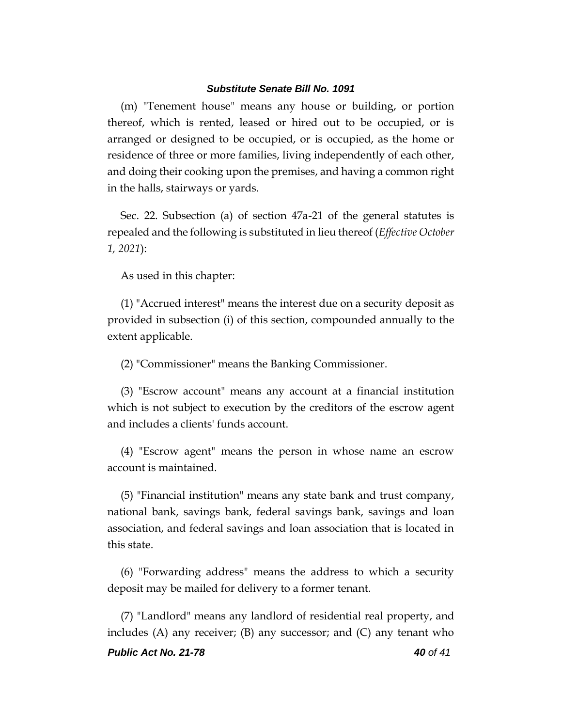(m) "Tenement house" means any house or building, or portion thereof, which is rented, leased or hired out to be occupied, or is arranged or designed to be occupied, or is occupied, as the home or residence of three or more families, living independently of each other, and doing their cooking upon the premises, and having a common right in the halls, stairways or yards.

Sec. 22. Subsection (a) of section 47a-21 of the general statutes is repealed and the following is substituted in lieu thereof (*Effective October 1, 2021*):

As used in this chapter:

(1) "Accrued interest" means the interest due on a security deposit as provided in subsection (i) of this section, compounded annually to the extent applicable.

(2) "Commissioner" means the Banking Commissioner.

(3) "Escrow account" means any account at a financial institution which is not subject to execution by the creditors of the escrow agent and includes a clients' funds account.

(4) "Escrow agent" means the person in whose name an escrow account is maintained.

(5) "Financial institution" means any state bank and trust company, national bank, savings bank, federal savings bank, savings and loan association, and federal savings and loan association that is located in this state.

(6) "Forwarding address" means the address to which a security deposit may be mailed for delivery to a former tenant.

(7) "Landlord" means any landlord of residential real property, and includes (A) any receiver; (B) any successor; and (C) any tenant who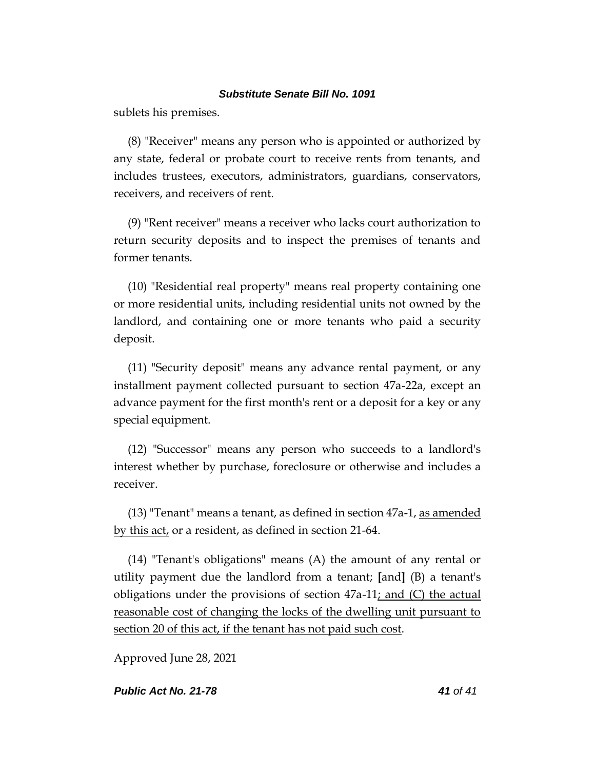sublets his premises.

(8) "Receiver" means any person who is appointed or authorized by any state, federal or probate court to receive rents from tenants, and includes trustees, executors, administrators, guardians, conservators, receivers, and receivers of rent.

(9) "Rent receiver" means a receiver who lacks court authorization to return security deposits and to inspect the premises of tenants and former tenants.

(10) "Residential real property" means real property containing one or more residential units, including residential units not owned by the landlord, and containing one or more tenants who paid a security deposit.

(11) "Security deposit" means any advance rental payment, or any installment payment collected pursuant to section 47a-22a, except an advance payment for the first month's rent or a deposit for a key or any special equipment.

(12) "Successor" means any person who succeeds to a landlord's interest whether by purchase, foreclosure or otherwise and includes a receiver.

(13) "Tenant" means a tenant, as defined in section 47a-1, as amended by this act, or a resident, as defined in section 21-64.

(14) "Tenant's obligations" means (A) the amount of any rental or utility payment due the landlord from a tenant; **[**and**]** (B) a tenant's obligations under the provisions of section 47a-11; and (C) the actual reasonable cost of changing the locks of the dwelling unit pursuant to section 20 of this act, if the tenant has not paid such cost.

Approved June 28, 2021